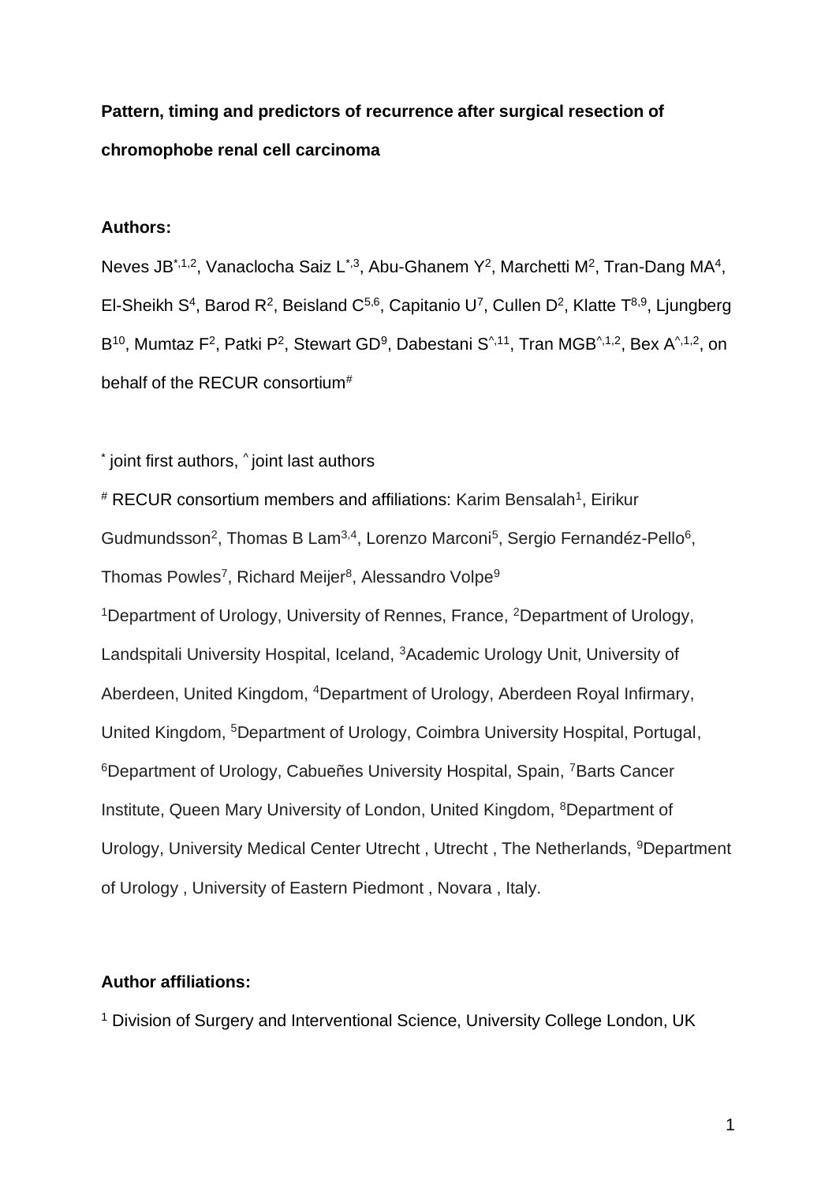**Pattern, timing and predictors of recurrence after surgical resection of chromophobe renal cell carcinoma**

**Authors:**

Neves JB[*,1,2], Vanaclocha Saiz L[*,3], Abu-Ghanem Y[2], Marchetti M[2], Tran-Dang MA[4], El-Sheikh S[4], Barod R[2], Beisland C[5,6], Capitanio U[7], Cullen D[2], Klatte T[8,9], Ljungberg B[10], Mumtaz F[2], Patki P[2], Stewart GD[9], Dabestani S[^,11], Tran MGB[^,1,2], Bex A[^,1,2], on behalf of the RECUR consortium[#]

[*] joint first authors, [^] joint last authors

[#] RECUR consortium members and affiliations: Karim Bensalah[1], Eirikur Gudmundsson[2], Thomas B Lam[3,4], Lorenzo Marconi[5], Sergio Fernandéz-Pello[6], Thomas Powles[7], Richard Meijer[8], Alessandro Volpe[9]

[1]Department of Urology, University of Rennes, France, [2]Department of Urology, Landspitali University Hospital, Iceland, [3]Academic Urology Unit, University of Aberdeen, United Kingdom, [4]Department of Urology, Aberdeen Royal Infirmary, United Kingdom, [5]Department of Urology, Coimbra University Hospital, Portugal, [6]Department of Urology, Cabueñes University Hospital, Spain, [7]Barts Cancer Institute, Queen Mary University of London, United Kingdom, [8]Department of Urology, University Medical Center Utrecht , Utrecht , The Netherlands, [9]Department of Urology , University of Eastern Piedmont , Novara , Italy.

**Author affiliations:**

[1] Division of Surgery and Interventional Science, University College London, UK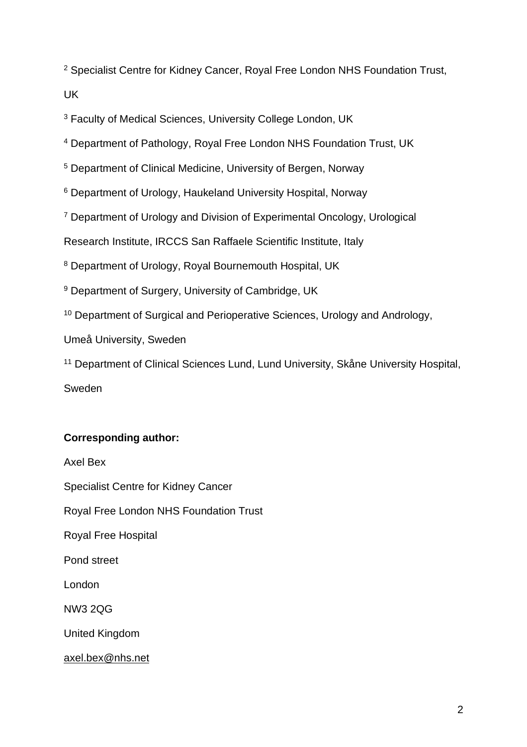[2] Specialist Centre for Kidney Cancer, Royal Free London NHS Foundation Trust, UK

[3] Faculty of Medical Sciences, University College London, UK

[4] Department of Pathology, Royal Free London NHS Foundation Trust, UK

[5] Department of Clinical Medicine, University of Bergen, Norway

[6] Department of Urology, Haukeland University Hospital, Norway

[7] Department of Urology and Division of Experimental Oncology, Urological Research Institute, IRCCS San Raffaele Scientific Institute, Italy

[8] Department of Urology, Royal Bournemouth Hospital, UK

[9] Department of Surgery, University of Cambridge, UK

[10] Department of Surgical and Perioperative Sciences, Urology and Andrology, Umeå University, Sweden

[11] Department of Clinical Sciences Lund, Lund University, Skåne University Hospital, Sweden

**Corresponding author:**

Axel Bex

Specialist Centre for Kidney Cancer

Royal Free London NHS Foundation Trust

Royal Free Hospital

Pond street

London

NW3 2QG

United Kingdom

axel.bex@nhs.net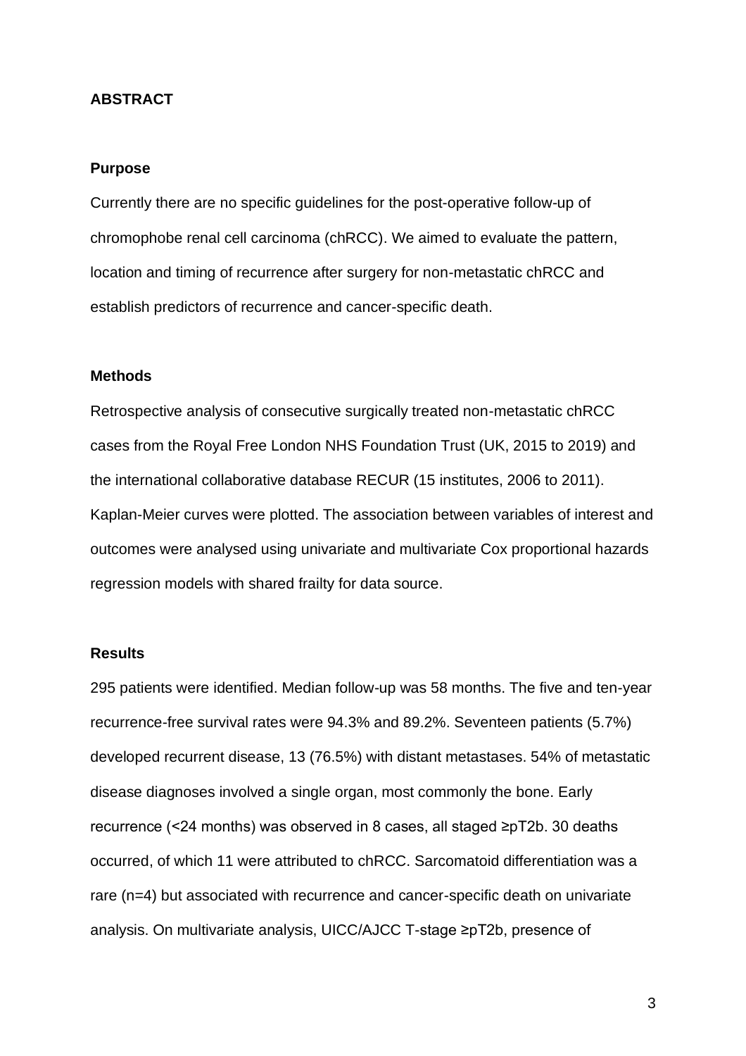## ABSTRACT

### Purpose

Currently there are no specific guidelines for the post-operative follow-up of chromophobe renal cell carcinoma (chRCC). We aimed to evaluate the pattern, location and timing of recurrence after surgery for non-metastatic chRCC and establish predictors of recurrence and cancer-specific death.

### Methods

Retrospective analysis of consecutive surgically treated non-metastatic chRCC cases from the Royal Free London NHS Foundation Trust (UK, 2015 to 2019) and the international collaborative database RECUR (15 institutes, 2006 to 2011). Kaplan-Meier curves were plotted. The association between variables of interest and outcomes were analysed using univariate and multivariate Cox proportional hazards regression models with shared frailty for data source.

### Results

295 patients were identified. Median follow-up was 58 months. The five and ten-year recurrence-free survival rates were 94.3% and 89.2%. Seventeen patients (5.7%) developed recurrent disease, 13 (76.5%) with distant metastases. 54% of metastatic disease diagnoses involved a single organ, most commonly the bone. Early recurrence (<24 months) was observed in 8 cases, all staged ≥pT2b. 30 deaths occurred, of which 11 were attributed to chRCC. Sarcomatoid differentiation was a rare (n=4) but associated with recurrence and cancer-specific death on univariate analysis. On multivariate analysis, UICC/AJCC T-stage ≥pT2b, presence of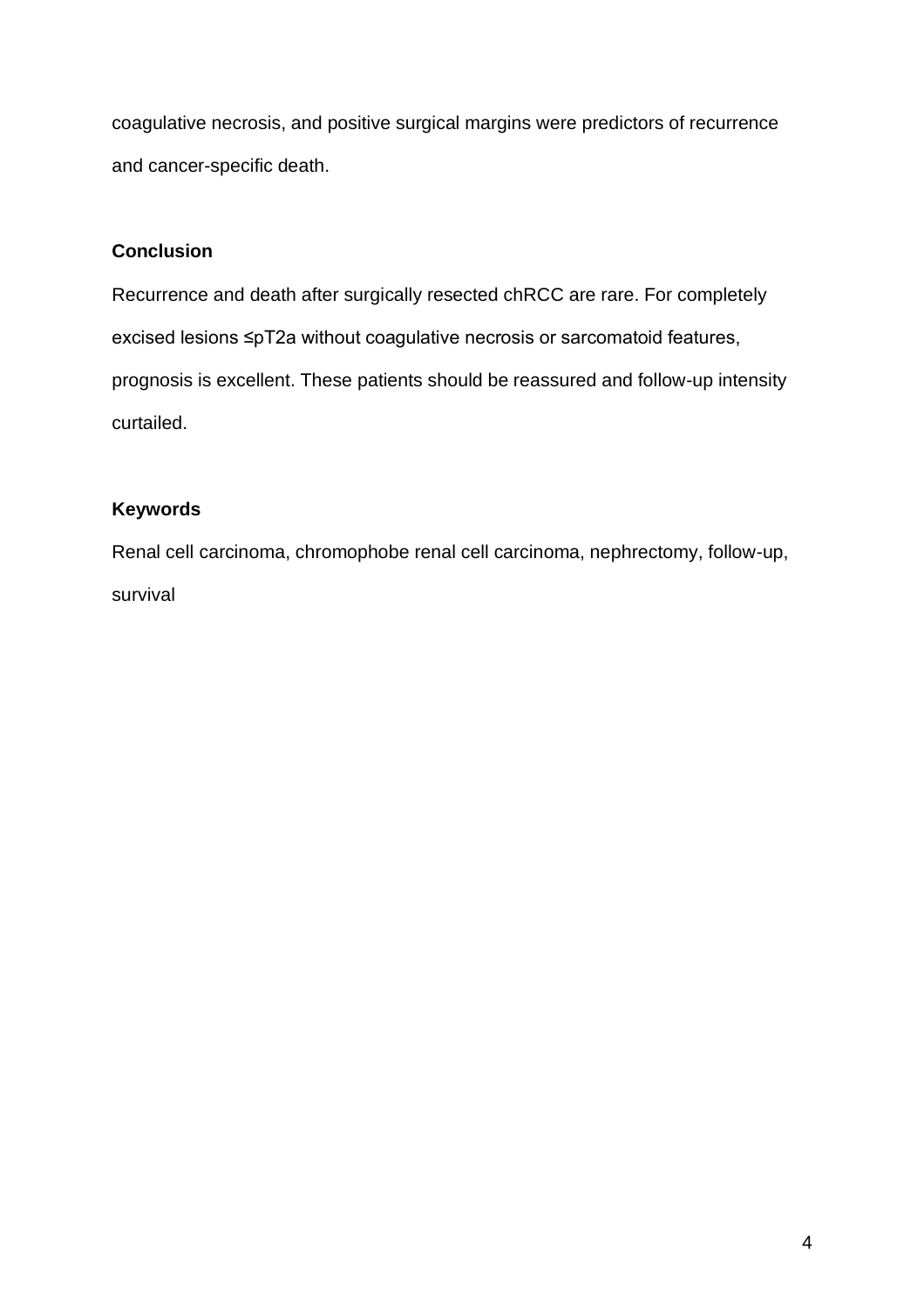coagulative necrosis, and positive surgical margins were predictors of recurrence and cancer-specific death.

**Conclusion**

Recurrence and death after surgically resected chRCC are rare. For completely excised lesions ≤pT2a without coagulative necrosis or sarcomatoid features, prognosis is excellent. These patients should be reassured and follow-up intensity curtailed.

**Keywords**

Renal cell carcinoma, chromophobe renal cell carcinoma, nephrectomy, follow-up, survival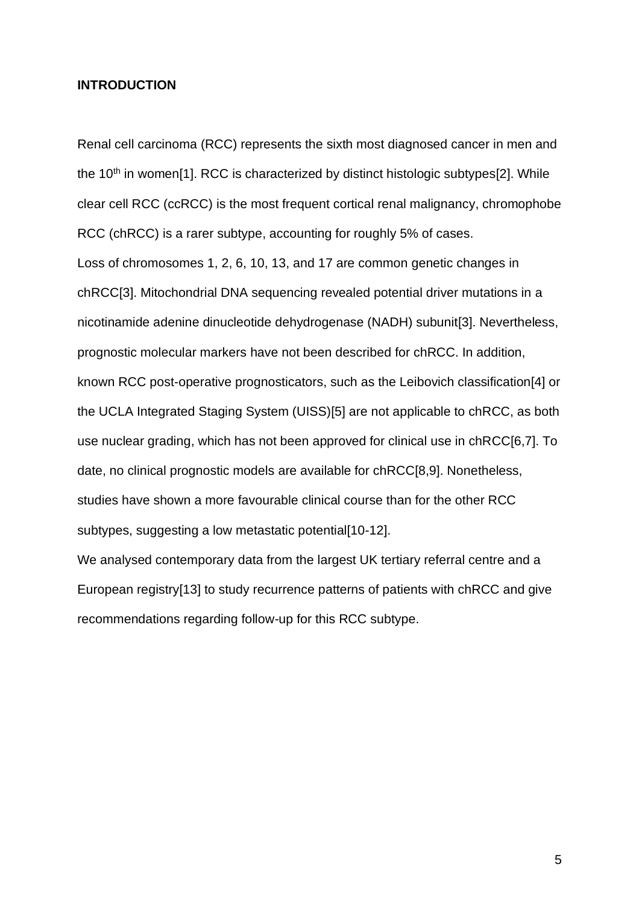## INTRODUCTION

Renal cell carcinoma (RCC) represents the sixth most diagnosed cancer in men and the 10$^{th}$ in women[1]. RCC is characterized by distinct histologic subtypes[2]. While clear cell RCC (ccRCC) is the most frequent cortical renal malignancy, chromophobe RCC (chRCC) is a rarer subtype, accounting for roughly 5% of cases.

Loss of chromosomes 1, 2, 6, 10, 13, and 17 are common genetic changes in chRCC[3]. Mitochondrial DNA sequencing revealed potential driver mutations in a nicotinamide adenine dinucleotide dehydrogenase (NADH) subunit[3]. Nevertheless, prognostic molecular markers have not been described for chRCC. In addition, known RCC post-operative prognosticators, such as the Leibovich classification[4] or the UCLA Integrated Staging System (UISS)[5] are not applicable to chRCC, as both use nuclear grading, which has not been approved for clinical use in chRCC[6,7]. To date, no clinical prognostic models are available for chRCC[8,9]. Nonetheless, studies have shown a more favourable clinical course than for the other RCC subtypes, suggesting a low metastatic potential[10-12].

We analysed contemporary data from the largest UK tertiary referral centre and a European registry[13] to study recurrence patterns of patients with chRCC and give recommendations regarding follow-up for this RCC subtype.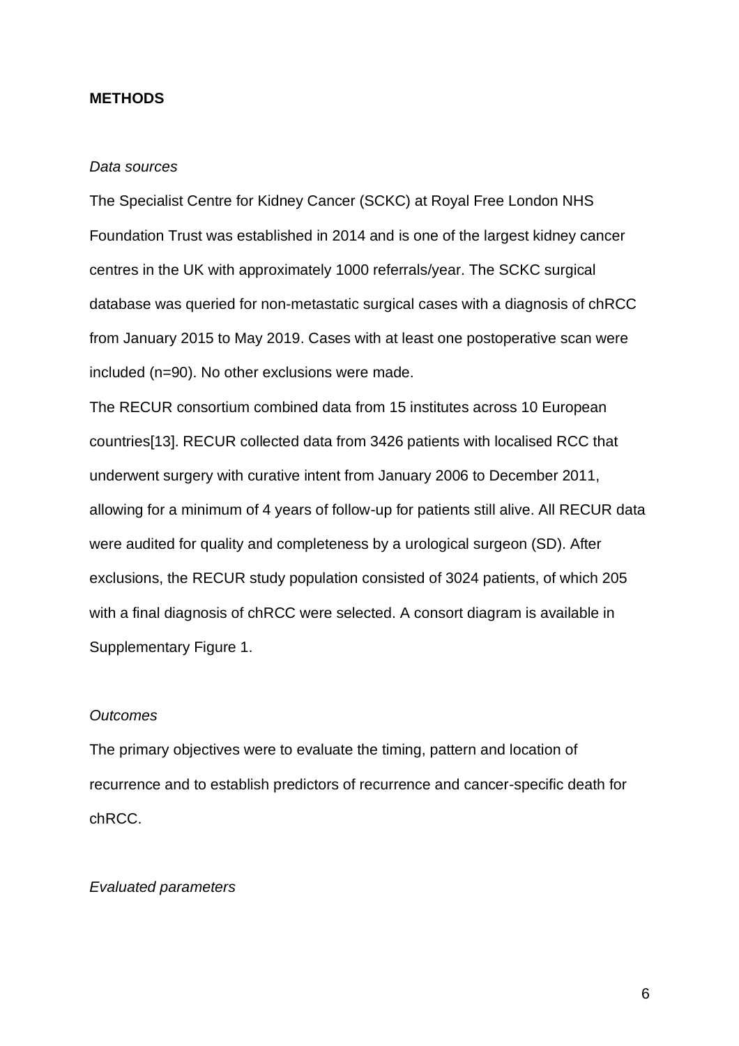## METHODS

*Data sources*

The Specialist Centre for Kidney Cancer (SCKC) at Royal Free London NHS Foundation Trust was established in 2014 and is one of the largest kidney cancer centres in the UK with approximately 1000 referrals/year. The SCKC surgical database was queried for non-metastatic surgical cases with a diagnosis of chRCC from January 2015 to May 2019. Cases with at least one postoperative scan were included (n=90). No other exclusions were made.

The RECUR consortium combined data from 15 institutes across 10 European countries[13]. RECUR collected data from 3426 patients with localised RCC that underwent surgery with curative intent from January 2006 to December 2011, allowing for a minimum of 4 years of follow-up for patients still alive. All RECUR data were audited for quality and completeness by a urological surgeon (SD). After exclusions, the RECUR study population consisted of 3024 patients, of which 205 with a final diagnosis of chRCC were selected. A consort diagram is available in Supplementary Figure 1.

*Outcomes*

The primary objectives were to evaluate the timing, pattern and location of recurrence and to establish predictors of recurrence and cancer-specific death for chRCC.

*Evaluated parameters*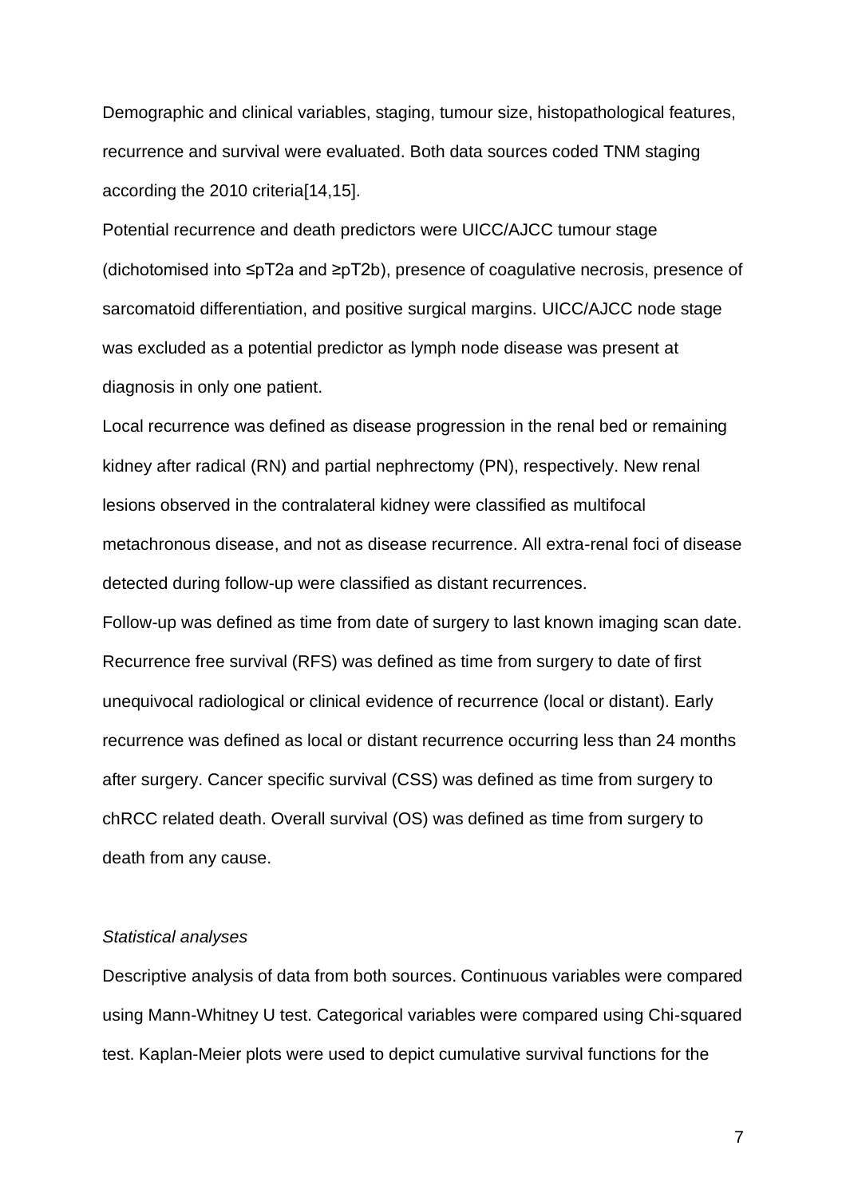Demographic and clinical variables, staging, tumour size, histopathological features, recurrence and survival were evaluated. Both data sources coded TNM staging according the 2010 criteria[14,15].

Potential recurrence and death predictors were UICC/AJCC tumour stage (dichotomised into ≤pT2a and ≥pT2b), presence of coagulative necrosis, presence of sarcomatoid differentiation, and positive surgical margins. UICC/AJCC node stage was excluded as a potential predictor as lymph node disease was present at diagnosis in only one patient.

Local recurrence was defined as disease progression in the renal bed or remaining kidney after radical (RN) and partial nephrectomy (PN), respectively. New renal lesions observed in the contralateral kidney were classified as multifocal metachronous disease, and not as disease recurrence. All extra-renal foci of disease detected during follow-up were classified as distant recurrences.

Follow-up was defined as time from date of surgery to last known imaging scan date. Recurrence free survival (RFS) was defined as time from surgery to date of first unequivocal radiological or clinical evidence of recurrence (local or distant). Early recurrence was defined as local or distant recurrence occurring less than 24 months after surgery. Cancer specific survival (CSS) was defined as time from surgery to chRCC related death. Overall survival (OS) was defined as time from surgery to death from any cause.

*Statistical analyses*

Descriptive analysis of data from both sources. Continuous variables were compared using Mann-Whitney U test. Categorical variables were compared using Chi-squared test. Kaplan-Meier plots were used to depict cumulative survival functions for the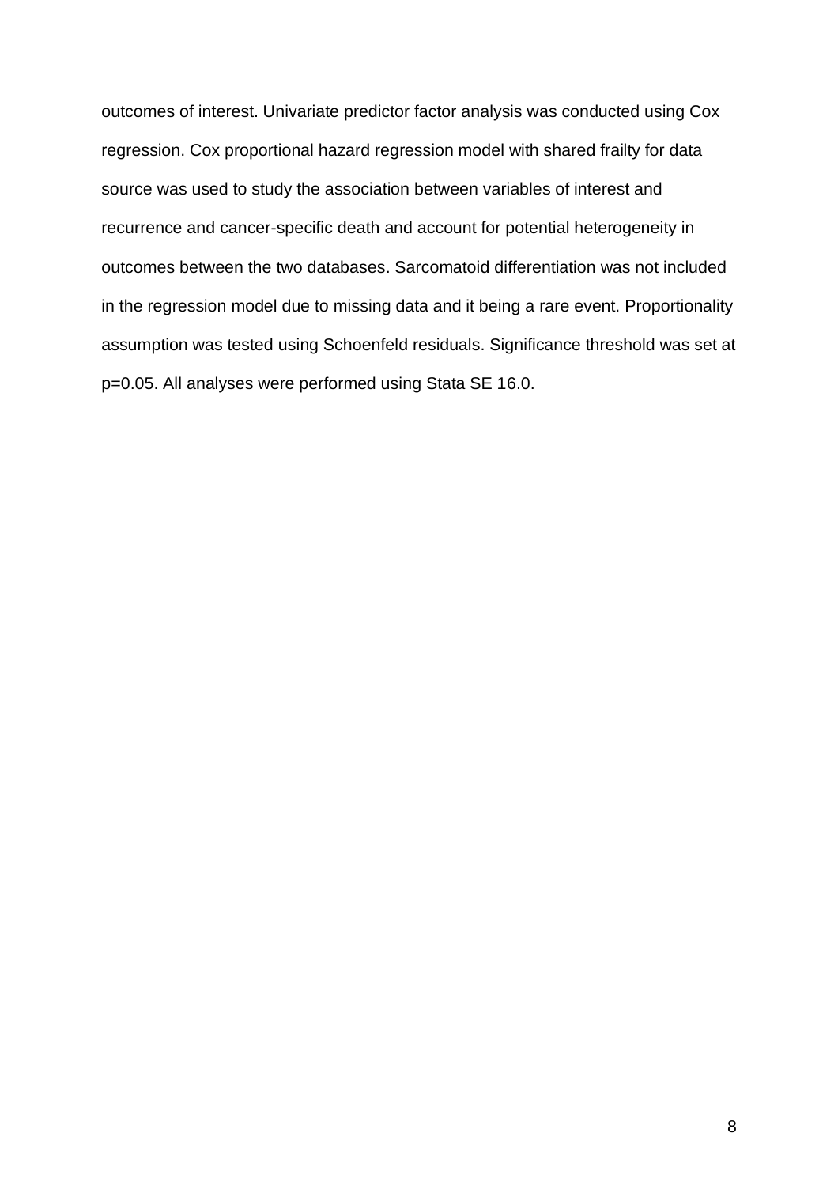outcomes of interest. Univariate predictor factor analysis was conducted using Cox regression. Cox proportional hazard regression model with shared frailty for data source was used to study the association between variables of interest and recurrence and cancer-specific death and account for potential heterogeneity in outcomes between the two databases. Sarcomatoid differentiation was not included in the regression model due to missing data and it being a rare event. Proportionality assumption was tested using Schoenfeld residuals. Significance threshold was set at $p=0.05$. All analyses were performed using Stata SE 16.0.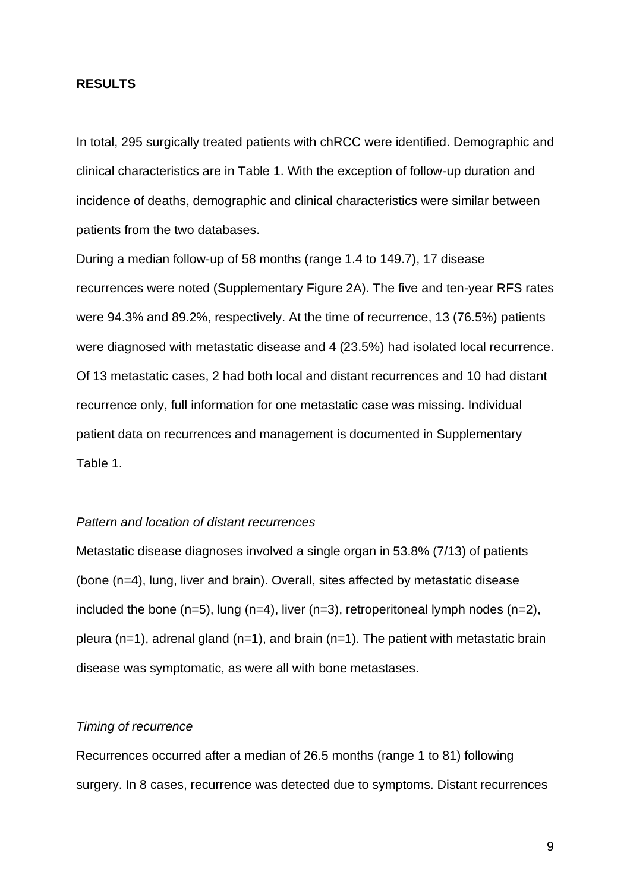## RESULTS

In total, 295 surgically treated patients with chRCC were identified. Demographic and clinical characteristics are in Table 1. With the exception of follow-up duration and incidence of deaths, demographic and clinical characteristics were similar between patients from the two databases.

During a median follow-up of 58 months (range 1.4 to 149.7), 17 disease recurrences were noted (Supplementary Figure 2A). The five and ten-year RFS rates were 94.3% and 89.2%, respectively. At the time of recurrence, 13 (76.5%) patients were diagnosed with metastatic disease and 4 (23.5%) had isolated local recurrence. Of 13 metastatic cases, 2 had both local and distant recurrences and 10 had distant recurrence only, full information for one metastatic case was missing. Individual patient data on recurrences and management is documented in Supplementary Table 1.

*Pattern and location of distant recurrences*

Metastatic disease diagnoses involved a single organ in 53.8% (7/13) of patients (bone (n=4), lung, liver and brain). Overall, sites affected by metastatic disease included the bone (n=5), lung (n=4), liver (n=3), retroperitoneal lymph nodes (n=2), pleura (n=1), adrenal gland (n=1), and brain (n=1). The patient with metastatic brain disease was symptomatic, as were all with bone metastases.

*Timing of recurrence*

Recurrences occurred after a median of 26.5 months (range 1 to 81) following surgery. In 8 cases, recurrence was detected due to symptoms. Distant recurrences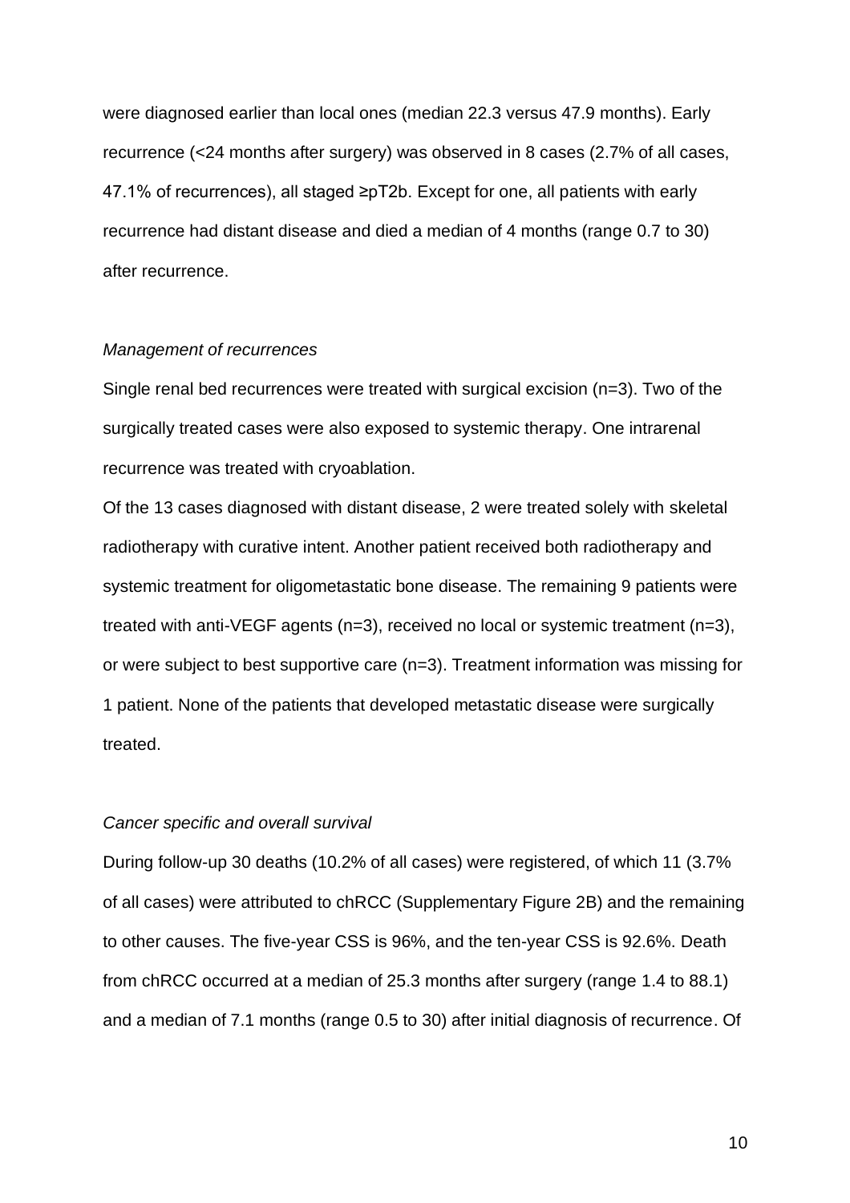were diagnosed earlier than local ones (median 22.3 versus 47.9 months). Early recurrence (<24 months after surgery) was observed in 8 cases (2.7% of all cases, 47.1% of recurrences), all staged ≥pT2b. Except for one, all patients with early recurrence had distant disease and died a median of 4 months (range 0.7 to 30) after recurrence.

*Management of recurrences*

Single renal bed recurrences were treated with surgical excision (n=3). Two of the surgically treated cases were also exposed to systemic therapy. One intrarenal recurrence was treated with cryoablation.

Of the 13 cases diagnosed with distant disease, 2 were treated solely with skeletal radiotherapy with curative intent. Another patient received both radiotherapy and systemic treatment for oligometastatic bone disease. The remaining 9 patients were treated with anti-VEGF agents (n=3), received no local or systemic treatment (n=3), or were subject to best supportive care (n=3). Treatment information was missing for 1 patient. None of the patients that developed metastatic disease were surgically treated.

*Cancer specific and overall survival*

During follow-up 30 deaths (10.2% of all cases) were registered, of which 11 (3.7% of all cases) were attributed to chRCC (Supplementary Figure 2B) and the remaining to other causes. The five-year CSS is 96%, and the ten-year CSS is 92.6%. Death from chRCC occurred at a median of 25.3 months after surgery (range 1.4 to 88.1) and a median of 7.1 months (range 0.5 to 30) after initial diagnosis of recurrence. Of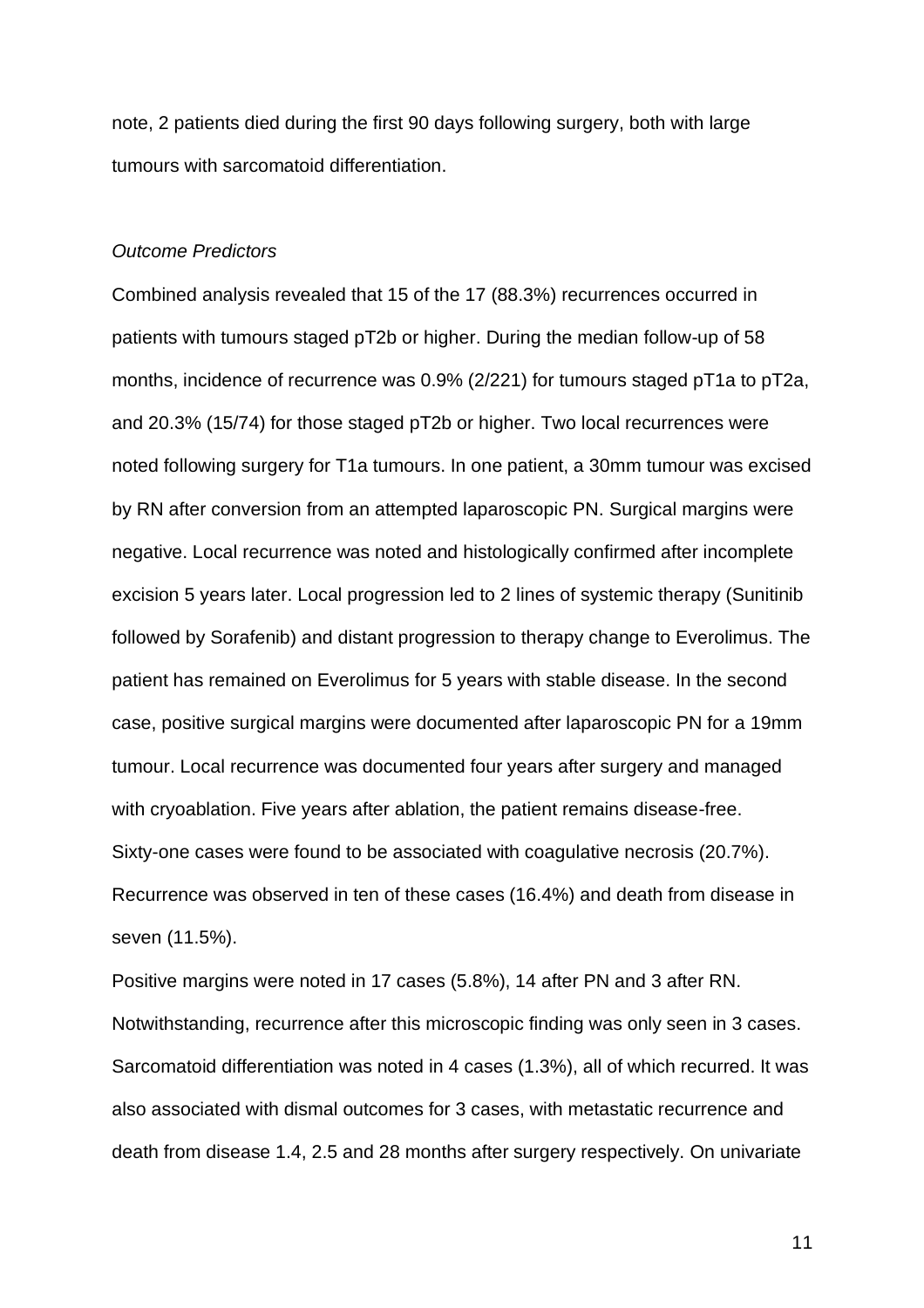note, 2 patients died during the first 90 days following surgery, both with large tumours with sarcomatoid differentiation.

*Outcome Predictors*

Combined analysis revealed that 15 of the 17 (88.3%) recurrences occurred in patients with tumours staged pT2b or higher. During the median follow-up of 58 months, incidence of recurrence was 0.9% (2/221) for tumours staged pT1a to pT2a, and 20.3% (15/74) for those staged pT2b or higher. Two local recurrences were noted following surgery for T1a tumours. In one patient, a 30mm tumour was excised by RN after conversion from an attempted laparoscopic PN. Surgical margins were negative. Local recurrence was noted and histologically confirmed after incomplete excision 5 years later. Local progression led to 2 lines of systemic therapy (Sunitinib followed by Sorafenib) and distant progression to therapy change to Everolimus. The patient has remained on Everolimus for 5 years with stable disease. In the second case, positive surgical margins were documented after laparoscopic PN for a 19mm tumour. Local recurrence was documented four years after surgery and managed with cryoablation. Five years after ablation, the patient remains disease-free.
Sixty-one cases were found to be associated with coagulative necrosis (20.7%). Recurrence was observed in ten of these cases (16.4%) and death from disease in seven (11.5%).

Positive margins were noted in 17 cases (5.8%), 14 after PN and 3 after RN. Notwithstanding, recurrence after this microscopic finding was only seen in 3 cases. Sarcomatoid differentiation was noted in 4 cases (1.3%), all of which recurred. It was also associated with dismal outcomes for 3 cases, with metastatic recurrence and death from disease 1.4, 2.5 and 28 months after surgery respectively. On univariate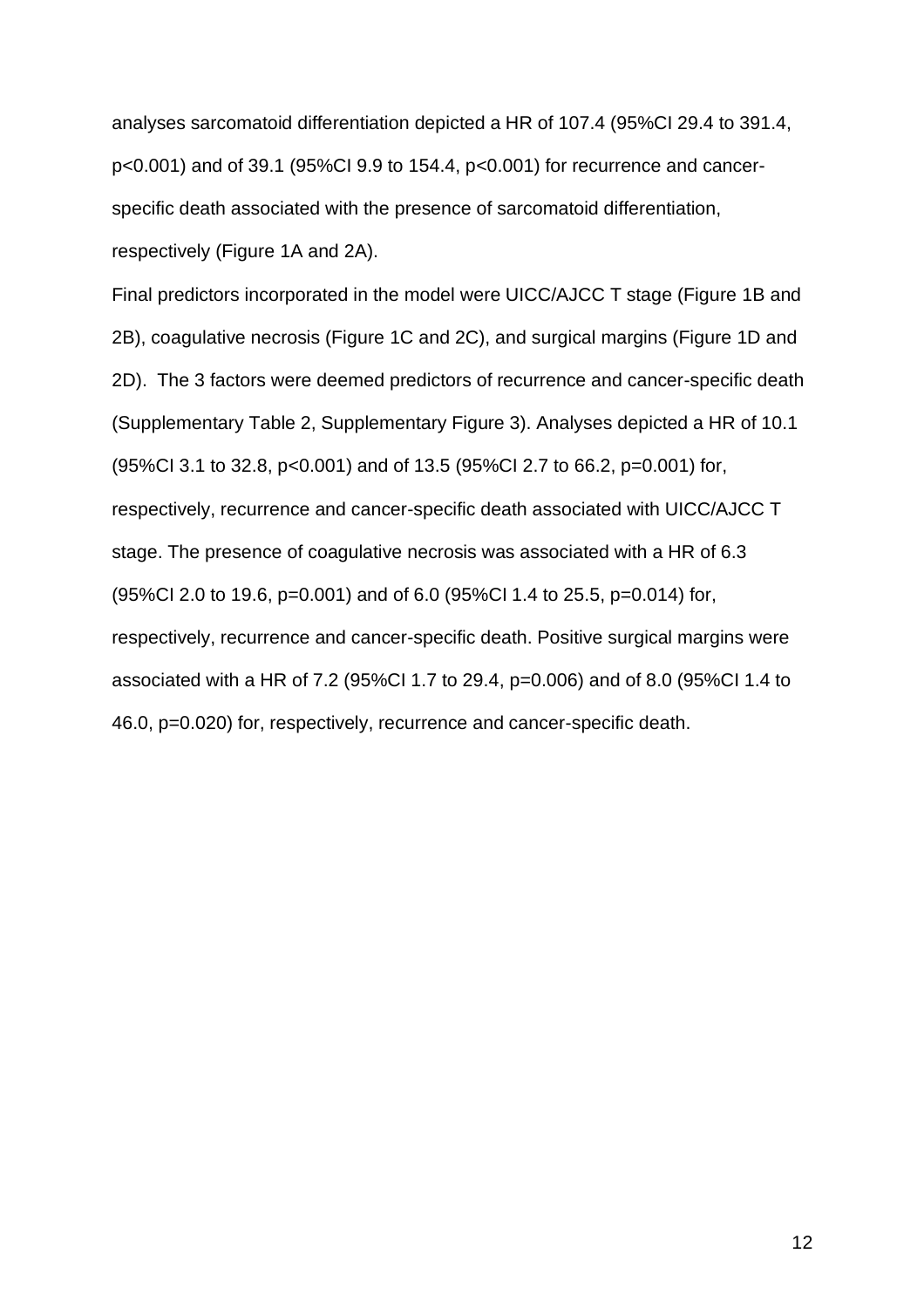analyses sarcomatoid differentiation depicted a HR of 107.4 (95%CI 29.4 to 391.4, $p<0.001$) and of 39.1 (95%CI 9.9 to 154.4, $p<0.001$) for recurrence and cancer-specific death associated with the presence of sarcomatoid differentiation, respectively (Figure 1A and 2A).

Final predictors incorporated in the model were UICC/AJCC T stage (Figure 1B and 2B), coagulative necrosis (Figure 1C and 2C), and surgical margins (Figure 1D and 2D). The 3 factors were deemed predictors of recurrence and cancer-specific death (Supplementary Table 2, Supplementary Figure 3). Analyses depicted a HR of 10.1 (95%CI 3.1 to 32.8, $p<0.001$) and of 13.5 (95%CI 2.7 to 66.2, $p=0.001$) for, respectively, recurrence and cancer-specific death associated with UICC/AJCC T stage. The presence of coagulative necrosis was associated with a HR of 6.3 (95%CI 2.0 to 19.6, $p=0.001$) and of 6.0 (95%CI 1.4 to 25.5, $p=0.014$) for, respectively, recurrence and cancer-specific death. Positive surgical margins were associated with a HR of 7.2 (95%CI 1.7 to 29.4, $p=0.006$) and of 8.0 (95%CI 1.4 to 46.0, $p=0.020$) for, respectively, recurrence and cancer-specific death.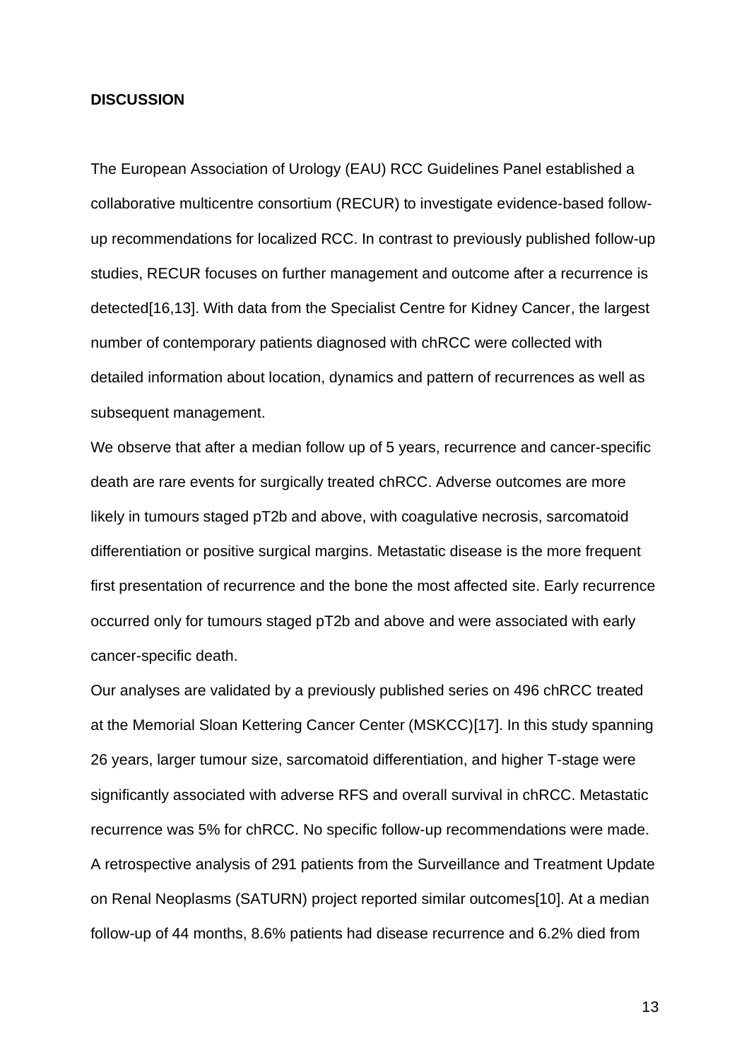**DISCUSSION**

The European Association of Urology (EAU) RCC Guidelines Panel established a collaborative multicentre consortium (RECUR) to investigate evidence-based follow-up recommendations for localized RCC. In contrast to previously published follow-up studies, RECUR focuses on further management and outcome after a recurrence is detected[16,13]. With data from the Specialist Centre for Kidney Cancer, the largest number of contemporary patients diagnosed with chRCC were collected with detailed information about location, dynamics and pattern of recurrences as well as subsequent management.

We observe that after a median follow up of 5 years, recurrence and cancer-specific death are rare events for surgically treated chRCC. Adverse outcomes are more likely in tumours staged pT2b and above, with coagulative necrosis, sarcomatoid differentiation or positive surgical margins. Metastatic disease is the more frequent first presentation of recurrence and the bone the most affected site. Early recurrence occurred only for tumours staged pT2b and above and were associated with early cancer-specific death.

Our analyses are validated by a previously published series on 496 chRCC treated at the Memorial Sloan Kettering Cancer Center (MSKCC)[17]. In this study spanning 26 years, larger tumour size, sarcomatoid differentiation, and higher T-stage were significantly associated with adverse RFS and overall survival in chRCC. Metastatic recurrence was 5% for chRCC. No specific follow-up recommendations were made. A retrospective analysis of 291 patients from the Surveillance and Treatment Update on Renal Neoplasms (SATURN) project reported similar outcomes[10]. At a median follow-up of 44 months, 8.6% patients had disease recurrence and 6.2% died from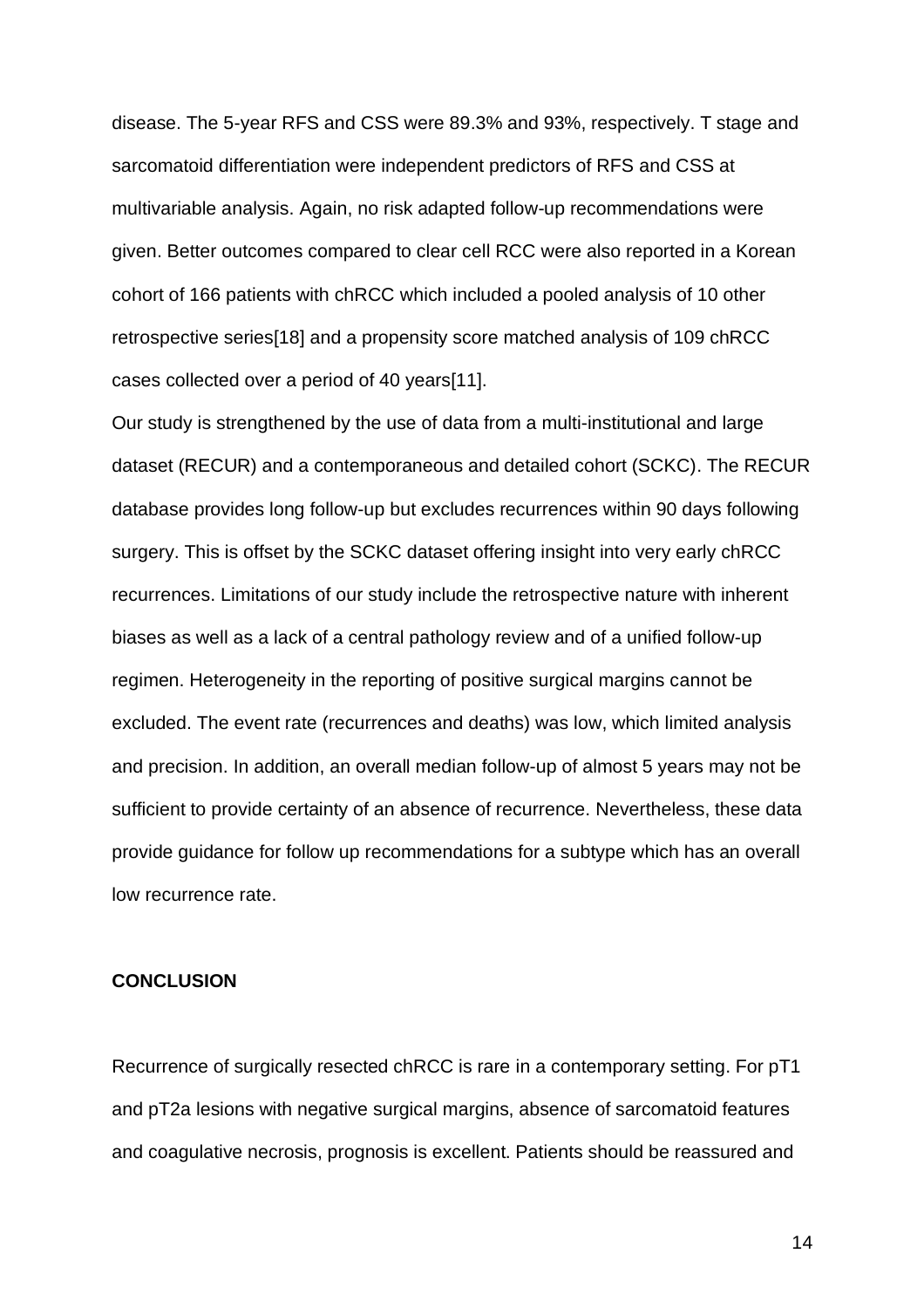disease. The 5-year RFS and CSS were 89.3% and 93%, respectively. T stage and sarcomatoid differentiation were independent predictors of RFS and CSS at multivariable analysis. Again, no risk adapted follow-up recommendations were given. Better outcomes compared to clear cell RCC were also reported in a Korean cohort of 166 patients with chRCC which included a pooled analysis of 10 other retrospective series[18] and a propensity score matched analysis of 109 chRCC cases collected over a period of 40 years[11].

Our study is strengthened by the use of data from a multi-institutional and large dataset (RECUR) and a contemporaneous and detailed cohort (SCKC). The RECUR database provides long follow-up but excludes recurrences within 90 days following surgery. This is offset by the SCKC dataset offering insight into very early chRCC recurrences. Limitations of our study include the retrospective nature with inherent biases as well as a lack of a central pathology review and of a unified follow-up regimen. Heterogeneity in the reporting of positive surgical margins cannot be excluded. The event rate (recurrences and deaths) was low, which limited analysis and precision. In addition, an overall median follow-up of almost 5 years may not be sufficient to provide certainty of an absence of recurrence. Nevertheless, these data provide guidance for follow up recommendations for a subtype which has an overall low recurrence rate.

## CONCLUSION

Recurrence of surgically resected chRCC is rare in a contemporary setting. For pT1 and pT2a lesions with negative surgical margins, absence of sarcomatoid features and coagulative necrosis, prognosis is excellent. Patients should be reassured and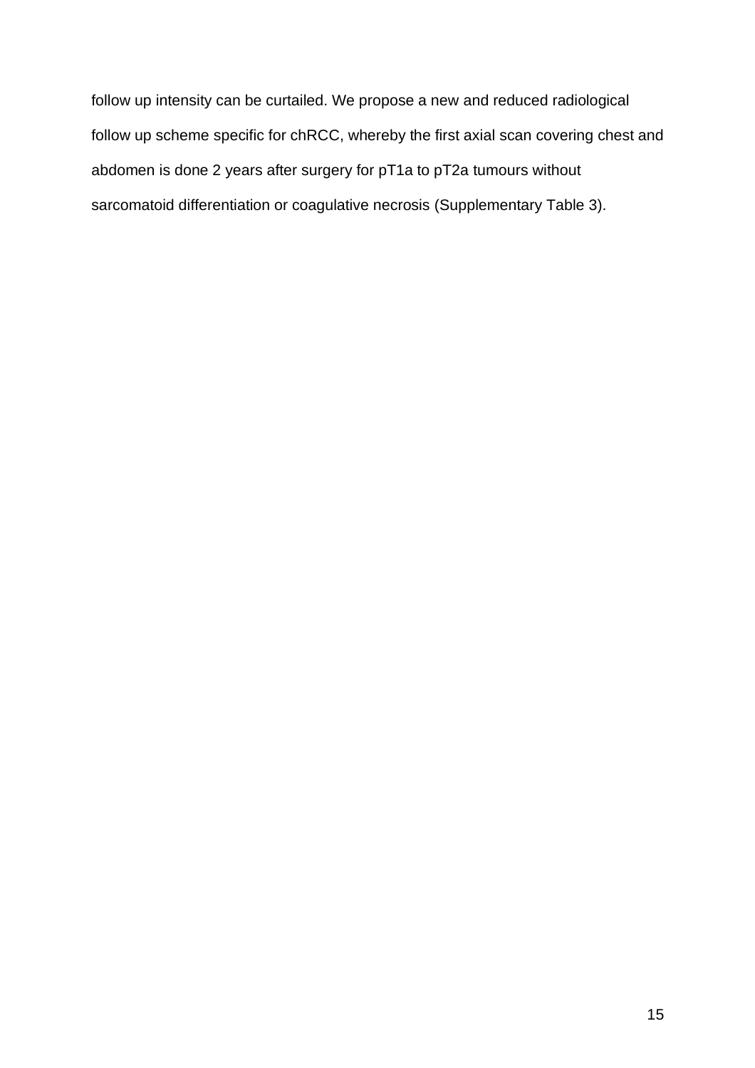follow up intensity can be curtailed. We propose a new and reduced radiological follow up scheme specific for chRCC, whereby the first axial scan covering chest and abdomen is done 2 years after surgery for pT1a to pT2a tumours without sarcomatoid differentiation or coagulative necrosis (Supplementary Table 3).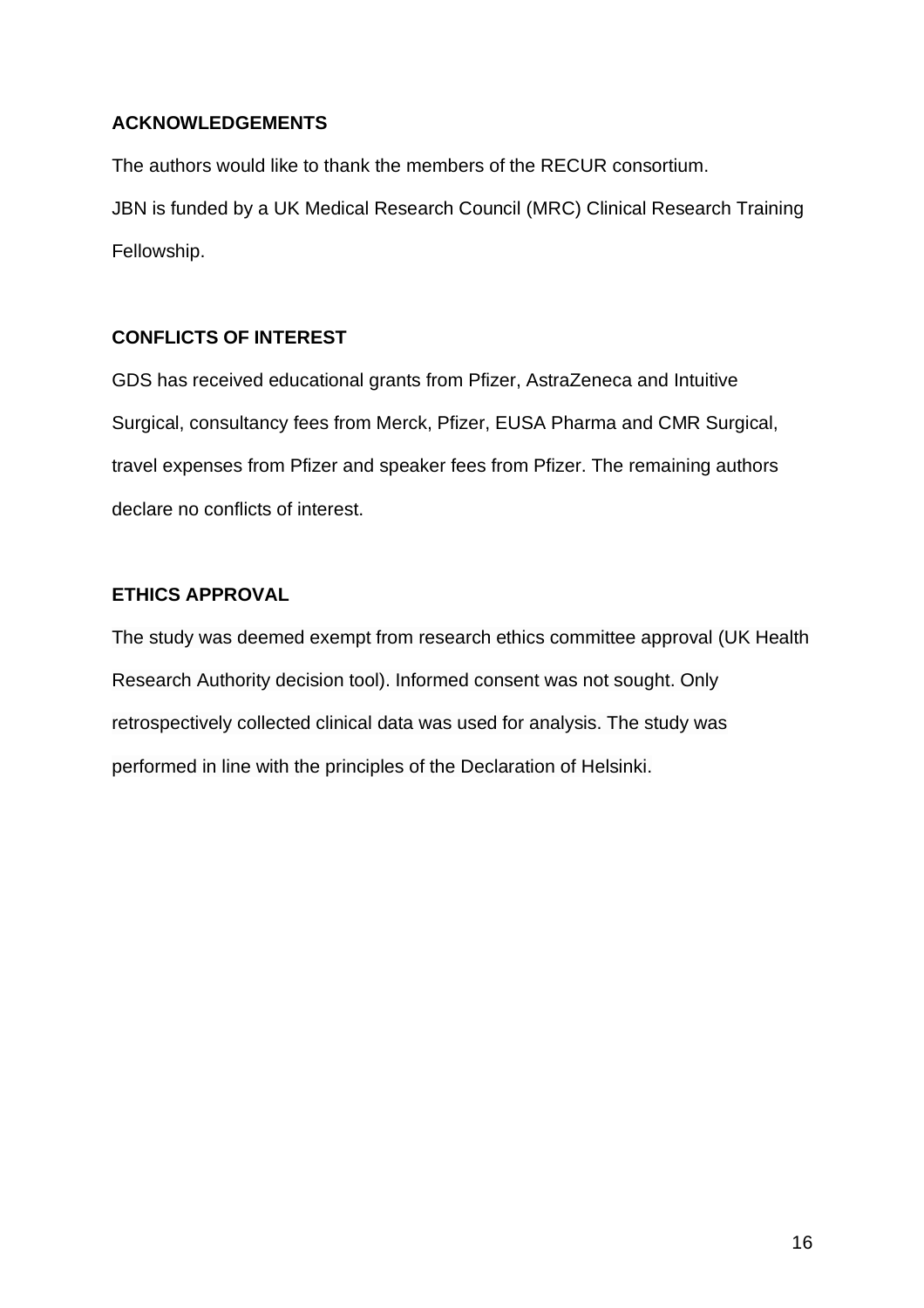## ACKNOWLEDGEMENTS

The authors would like to thank the members of the RECUR consortium.

JBN is funded by a UK Medical Research Council (MRC) Clinical Research Training Fellowship.

## CONFLICTS OF INTEREST

GDS has received educational grants from Pfizer, AstraZeneca and Intuitive Surgical, consultancy fees from Merck, Pfizer, EUSA Pharma and CMR Surgical, travel expenses from Pfizer and speaker fees from Pfizer. The remaining authors declare no conflicts of interest.

## ETHICS APPROVAL

The study was deemed exempt from research ethics committee approval (UK Health Research Authority decision tool). Informed consent was not sought. Only retrospectively collected clinical data was used for analysis. The study was performed in line with the principles of the Declaration of Helsinki.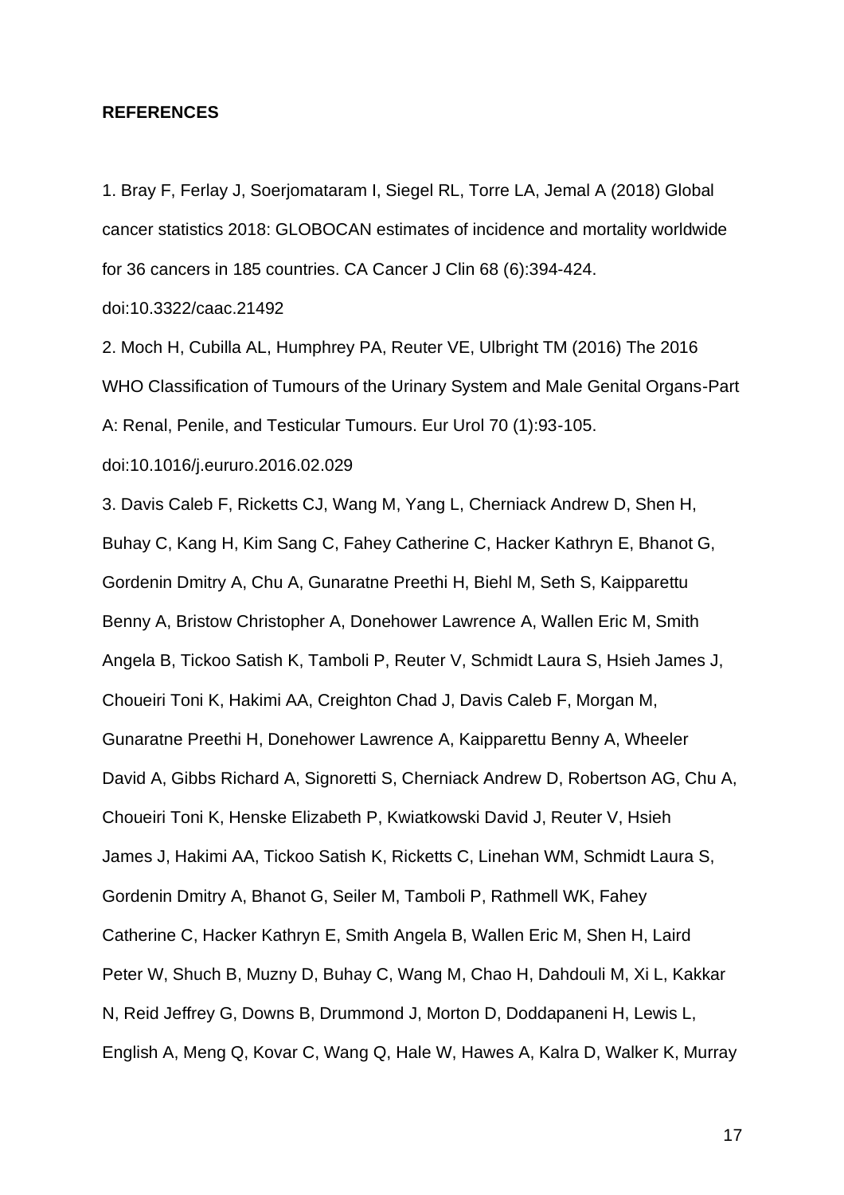**REFERENCES**

1. Bray F, Ferlay J, Soerjomataram I, Siegel RL, Torre LA, Jemal A (2018) Global cancer statistics 2018: GLOBOCAN estimates of incidence and mortality worldwide for 36 cancers in 185 countries. CA Cancer J Clin 68 (6):394-424. doi:10.3322/caac.21492

2. Moch H, Cubilla AL, Humphrey PA, Reuter VE, Ulbright TM (2016) The 2016 WHO Classification of Tumours of the Urinary System and Male Genital Organs-Part A: Renal, Penile, and Testicular Tumours. Eur Urol 70 (1):93-105. doi:10.1016/j.eururo.2016.02.029

3. Davis Caleb F, Ricketts CJ, Wang M, Yang L, Cherniack Andrew D, Shen H, Buhay C, Kang H, Kim Sang C, Fahey Catherine C, Hacker Kathryn E, Bhanot G, Gordenin Dmitry A, Chu A, Gunaratne Preethi H, Biehl M, Seth S, Kaipparettu Benny A, Bristow Christopher A, Donehower Lawrence A, Wallen Eric M, Smith Angela B, Tickoo Satish K, Tamboli P, Reuter V, Schmidt Laura S, Hsieh James J, Choueiri Toni K, Hakimi AA, Creighton Chad J, Davis Caleb F, Morgan M, Gunaratne Preethi H, Donehower Lawrence A, Kaipparettu Benny A, Wheeler David A, Gibbs Richard A, Signoretti S, Cherniack Andrew D, Robertson AG, Chu A, Choueiri Toni K, Henske Elizabeth P, Kwiatkowski David J, Reuter V, Hsieh James J, Hakimi AA, Tickoo Satish K, Ricketts C, Linehan WM, Schmidt Laura S, Gordenin Dmitry A, Bhanot G, Seiler M, Tamboli P, Rathmell WK, Fahey Catherine C, Hacker Kathryn E, Smith Angela B, Wallen Eric M, Shen H, Laird Peter W, Shuch B, Muzny D, Buhay C, Wang M, Chao H, Dahdouli M, Xi L, Kakkar N, Reid Jeffrey G, Downs B, Drummond J, Morton D, Doddapaneni H, Lewis L, English A, Meng Q, Kovar C, Wang Q, Hale W, Hawes A, Kalra D, Walker K, Murray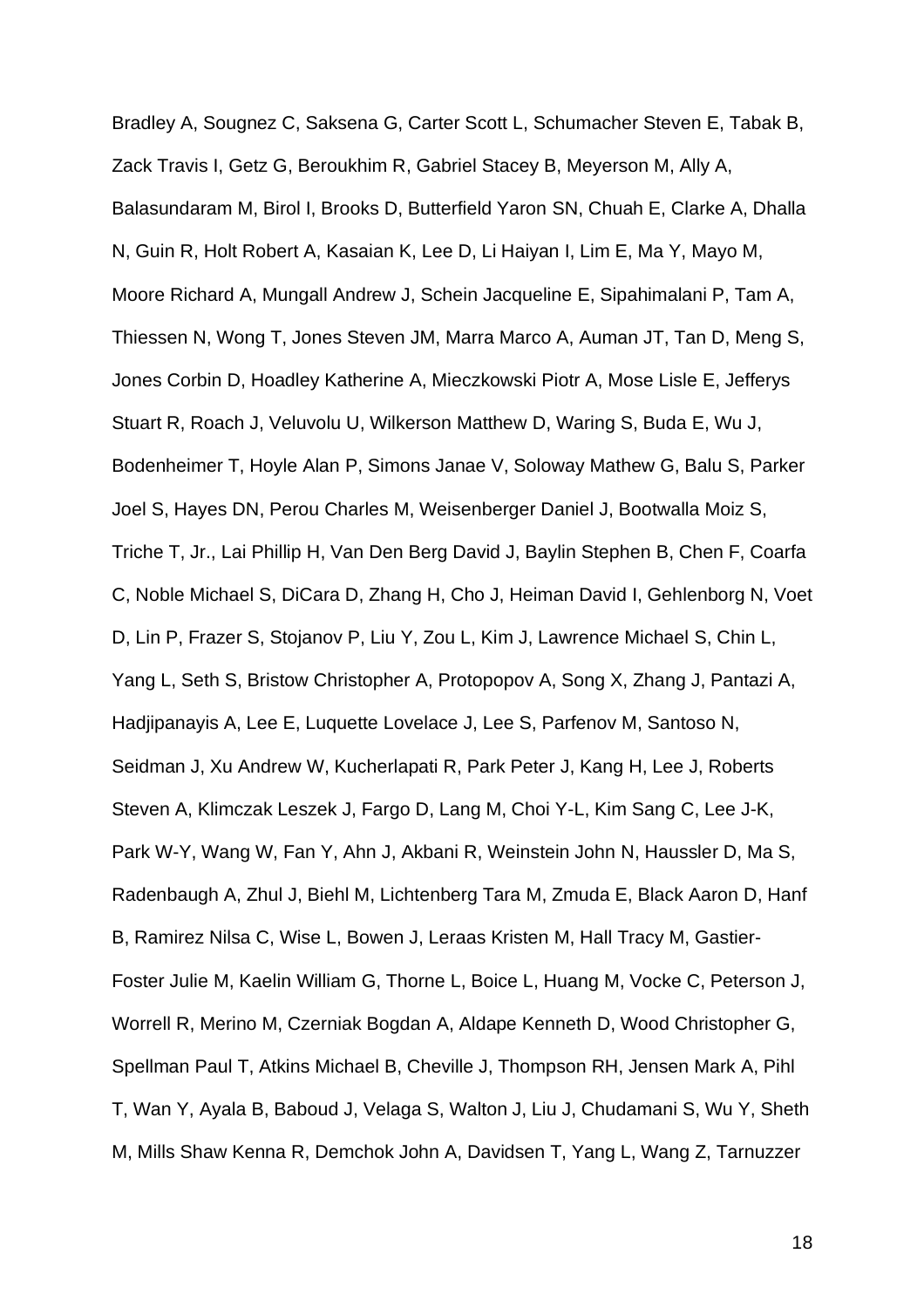Bradley A, Sougnez C, Saksena G, Carter Scott L, Schumacher Steven E, Tabak B, Zack Travis I, Getz G, Beroukhim R, Gabriel Stacey B, Meyerson M, Ally A, Balasundaram M, Birol I, Brooks D, Butterfield Yaron SN, Chuah E, Clarke A, Dhalla N, Guin R, Holt Robert A, Kasaian K, Lee D, Li Haiyan I, Lim E, Ma Y, Mayo M, Moore Richard A, Mungall Andrew J, Schein Jacqueline E, Sipahimalani P, Tam A, Thiessen N, Wong T, Jones Steven JM, Marra Marco A, Auman JT, Tan D, Meng S, Jones Corbin D, Hoadley Katherine A, Mieczkowski Piotr A, Mose Lisle E, Jefferys Stuart R, Roach J, Veluvolu U, Wilkerson Matthew D, Waring S, Buda E, Wu J, Bodenheimer T, Hoyle Alan P, Simons Janae V, Soloway Mathew G, Balu S, Parker Joel S, Hayes DN, Perou Charles M, Weisenberger Daniel J, Bootwalla Moiz S, Triche T, Jr., Lai Phillip H, Van Den Berg David J, Baylin Stephen B, Chen F, Coarfa C, Noble Michael S, DiCara D, Zhang H, Cho J, Heiman David I, Gehlenborg N, Voet D, Lin P, Frazer S, Stojanov P, Liu Y, Zou L, Kim J, Lawrence Michael S, Chin L, Yang L, Seth S, Bristow Christopher A, Protopopov A, Song X, Zhang J, Pantazi A, Hadjipanayis A, Lee E, Luquette Lovelace J, Lee S, Parfenov M, Santoso N, Seidman J, Xu Andrew W, Kucherlapati R, Park Peter J, Kang H, Lee J, Roberts Steven A, Klimczak Leszek J, Fargo D, Lang M, Choi Y-L, Kim Sang C, Lee J-K, Park W-Y, Wang W, Fan Y, Ahn J, Akbani R, Weinstein John N, Haussler D, Ma S, Radenbaugh A, Zhul J, Biehl M, Lichtenberg Tara M, Zmuda E, Black Aaron D, Hanf B, Ramirez Nilsa C, Wise L, Bowen J, Leraas Kristen M, Hall Tracy M, Gastier-Foster Julie M, Kaelin William G, Thorne L, Boice L, Huang M, Vocke C, Peterson J, Worrell R, Merino M, Czerniak Bogdan A, Aldape Kenneth D, Wood Christopher G, Spellman Paul T, Atkins Michael B, Cheville J, Thompson RH, Jensen Mark A, Pihl T, Wan Y, Ayala B, Baboud J, Velaga S, Walton J, Liu J, Chudamani S, Wu Y, Sheth M, Mills Shaw Kenna R, Demchok John A, Davidsen T, Yang L, Wang Z, Tarnuzzer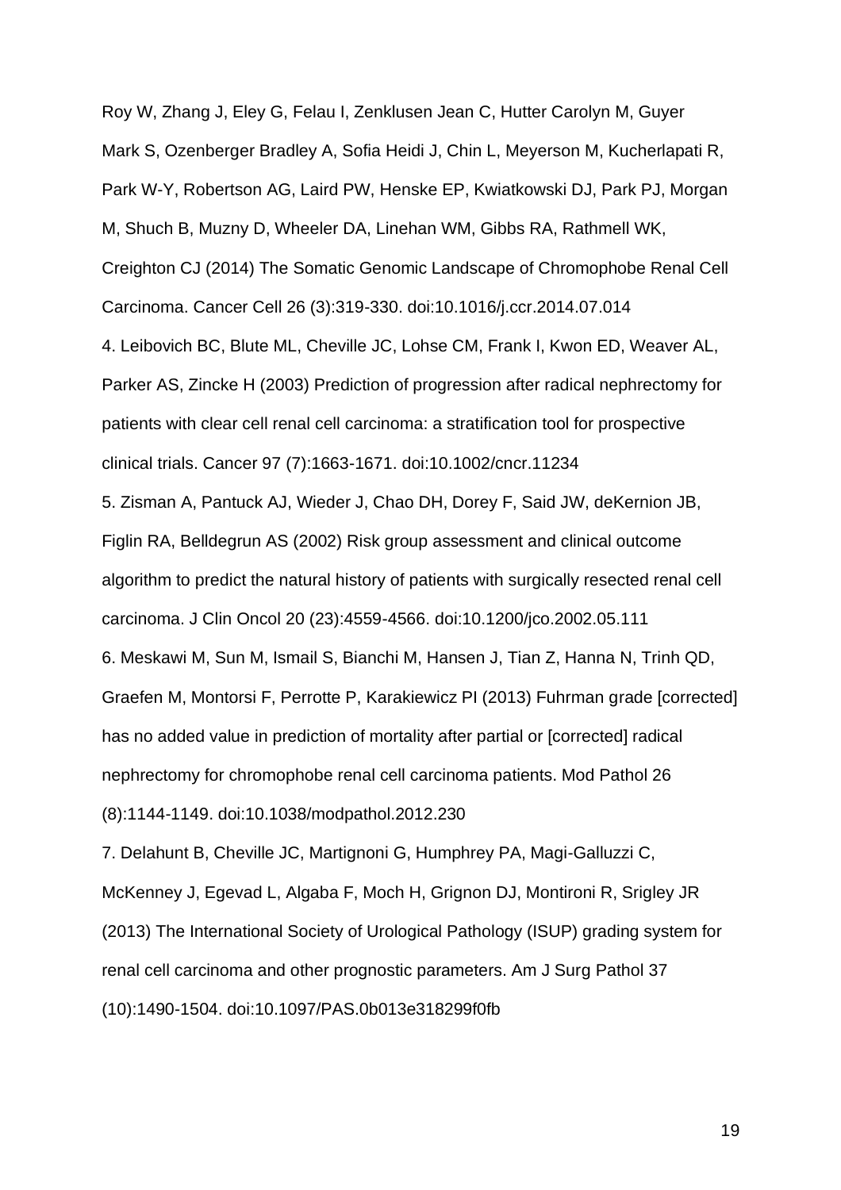Roy W, Zhang J, Eley G, Felau I, Zenklusen Jean C, Hutter Carolyn M, Guyer Mark S, Ozenberger Bradley A, Sofia Heidi J, Chin L, Meyerson M, Kucherlapati R, Park W-Y, Robertson AG, Laird PW, Henske EP, Kwiatkowski DJ, Park PJ, Morgan M, Shuch B, Muzny D, Wheeler DA, Linehan WM, Gibbs RA, Rathmell WK, Creighton CJ (2014) The Somatic Genomic Landscape of Chromophobe Renal Cell Carcinoma. Cancer Cell 26 (3):319-330. doi:10.1016/j.ccr.2014.07.014

4. Leibovich BC, Blute ML, Cheville JC, Lohse CM, Frank I, Kwon ED, Weaver AL, Parker AS, Zincke H (2003) Prediction of progression after radical nephrectomy for patients with clear cell renal cell carcinoma: a stratification tool for prospective clinical trials. Cancer 97 (7):1663-1671. doi:10.1002/cncr.11234

5. Zisman A, Pantuck AJ, Wieder J, Chao DH, Dorey F, Said JW, deKernion JB, Figlin RA, Belldegrun AS (2002) Risk group assessment and clinical outcome algorithm to predict the natural history of patients with surgically resected renal cell carcinoma. J Clin Oncol 20 (23):4559-4566. doi:10.1200/jco.2002.05.111

6. Meskawi M, Sun M, Ismail S, Bianchi M, Hansen J, Tian Z, Hanna N, Trinh QD, Graefen M, Montorsi F, Perrotte P, Karakiewicz PI (2013) Fuhrman grade [corrected] has no added value in prediction of mortality after partial or [corrected] radical nephrectomy for chromophobe renal cell carcinoma patients. Mod Pathol 26 (8):1144-1149. doi:10.1038/modpathol.2012.230

7. Delahunt B, Cheville JC, Martignoni G, Humphrey PA, Magi-Galluzzi C, McKenney J, Egevad L, Algaba F, Moch H, Grignon DJ, Montironi R, Srigley JR (2013) The International Society of Urological Pathology (ISUP) grading system for renal cell carcinoma and other prognostic parameters. Am J Surg Pathol 37 (10):1490-1504. doi:10.1097/PAS.0b013e318299f0fb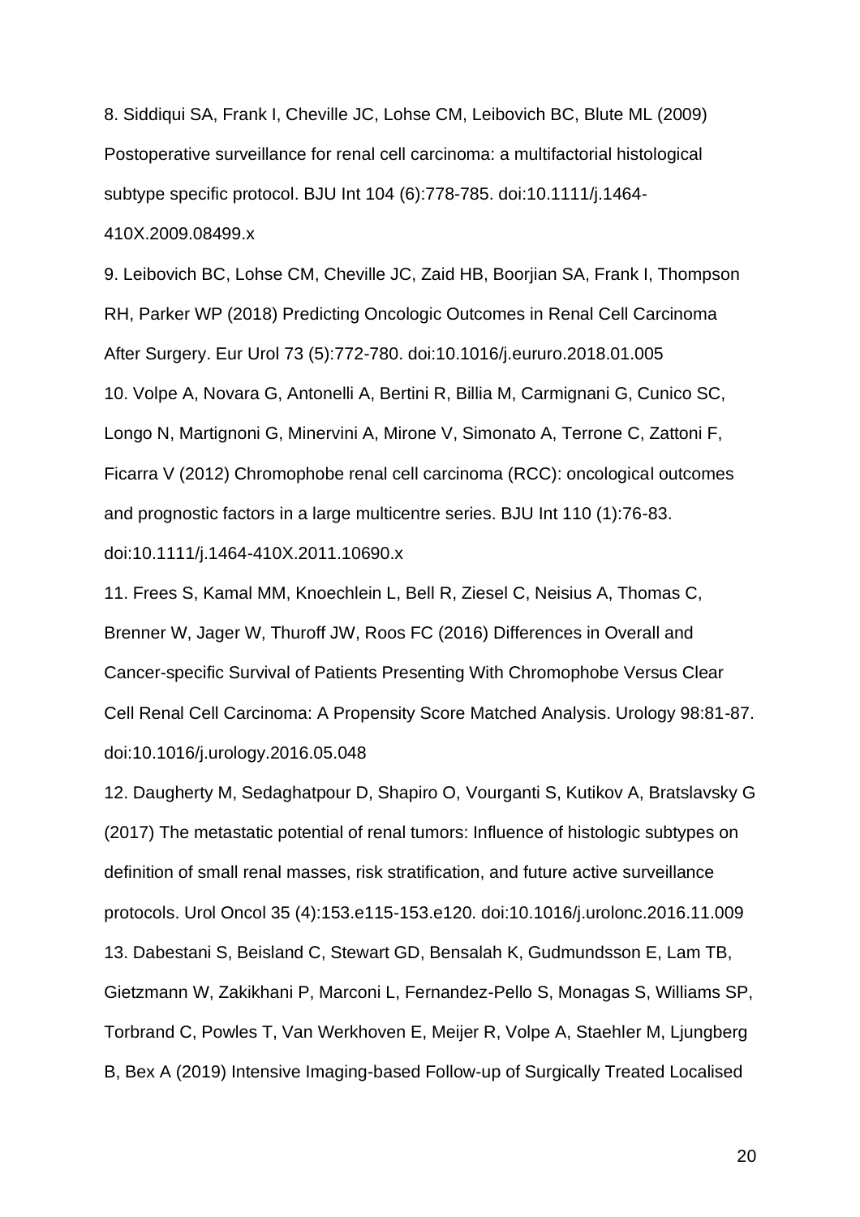8. Siddiqui SA, Frank I, Cheville JC, Lohse CM, Leibovich BC, Blute ML (2009) Postoperative surveillance for renal cell carcinoma: a multifactorial histological subtype specific protocol. BJU Int 104 (6):778-785. doi:10.1111/j.1464-410X.2009.08499.x

9. Leibovich BC, Lohse CM, Cheville JC, Zaid HB, Boorjian SA, Frank I, Thompson RH, Parker WP (2018) Predicting Oncologic Outcomes in Renal Cell Carcinoma After Surgery. Eur Urol 73 (5):772-780. doi:10.1016/j.eururo.2018.01.005

10. Volpe A, Novara G, Antonelli A, Bertini R, Billia M, Carmignani G, Cunico SC, Longo N, Martignoni G, Minervini A, Mirone V, Simonato A, Terrone C, Zattoni F, Ficarra V (2012) Chromophobe renal cell carcinoma (RCC): oncological outcomes and prognostic factors in a large multicentre series. BJU Int 110 (1):76-83. doi:10.1111/j.1464-410X.2011.10690.x

11. Frees S, Kamal MM, Knoechlein L, Bell R, Ziesel C, Neisius A, Thomas C, Brenner W, Jager W, Thuroff JW, Roos FC (2016) Differences in Overall and Cancer-specific Survival of Patients Presenting With Chromophobe Versus Clear Cell Renal Cell Carcinoma: A Propensity Score Matched Analysis. Urology 98:81-87. doi:10.1016/j.urology.2016.05.048

12. Daugherty M, Sedaghatpour D, Shapiro O, Vourganti S, Kutikov A, Bratslavsky G (2017) The metastatic potential of renal tumors: Influence of histologic subtypes on definition of small renal masses, risk stratification, and future active surveillance protocols. Urol Oncol 35 (4):153.e115-153.e120. doi:10.1016/j.urolonc.2016.11.009

13. Dabestani S, Beisland C, Stewart GD, Bensalah K, Gudmundsson E, Lam TB, Gietzmann W, Zakikhani P, Marconi L, Fernandez-Pello S, Monagas S, Williams SP, Torbrand C, Powles T, Van Werkhoven E, Meijer R, Volpe A, Staehler M, Ljungberg B, Bex A (2019) Intensive Imaging-based Follow-up of Surgically Treated Localised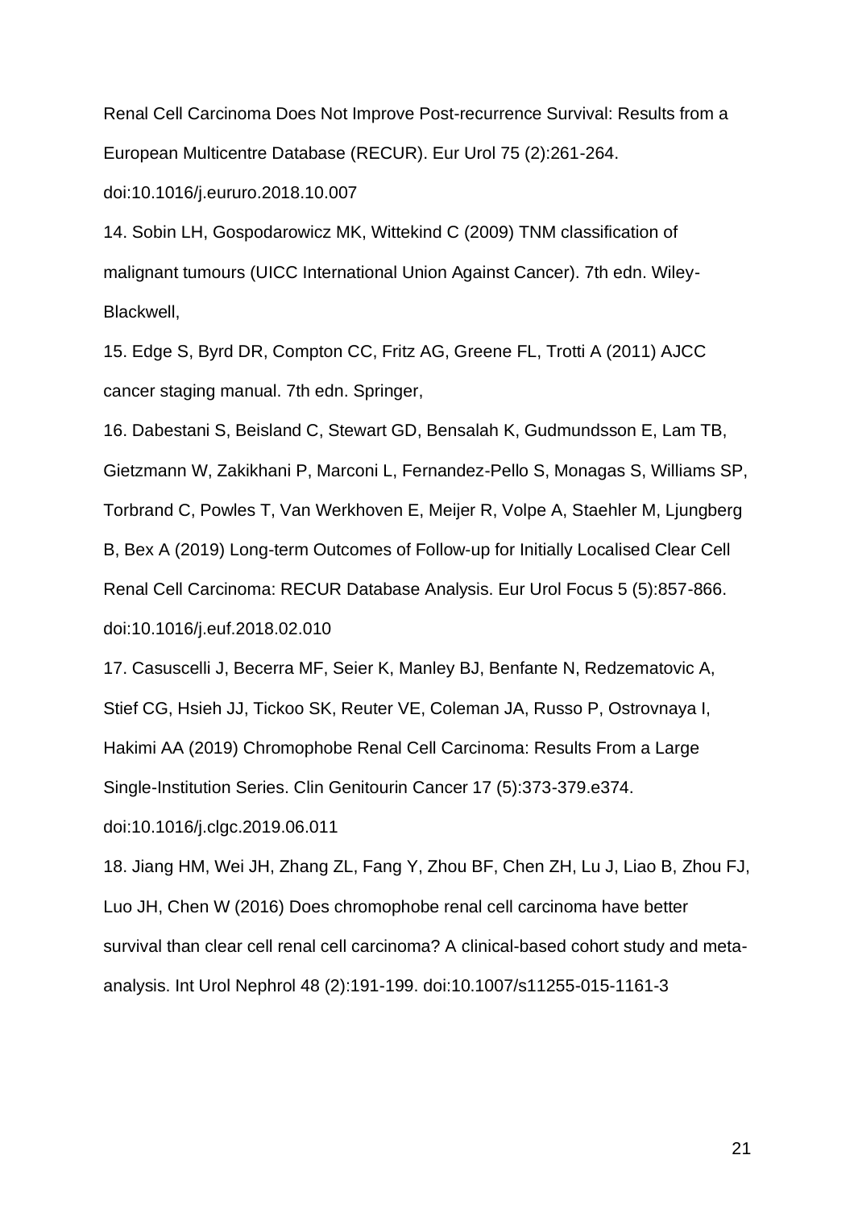Renal Cell Carcinoma Does Not Improve Post-recurrence Survival: Results from a European Multicentre Database (RECUR). Eur Urol 75 (2):261-264. doi:10.1016/j.eururo.2018.10.007

14. Sobin LH, Gospodarowicz MK, Wittekind C (2009) TNM classification of malignant tumours (UICC International Union Against Cancer). 7th edn. Wiley-Blackwell,

15. Edge S, Byrd DR, Compton CC, Fritz AG, Greene FL, Trotti A (2011) AJCC cancer staging manual. 7th edn. Springer,

16. Dabestani S, Beisland C, Stewart GD, Bensalah K, Gudmundsson E, Lam TB, Gietzmann W, Zakikhani P, Marconi L, Fernandez-Pello S, Monagas S, Williams SP, Torbrand C, Powles T, Van Werkhoven E, Meijer R, Volpe A, Staehler M, Ljungberg B, Bex A (2019) Long-term Outcomes of Follow-up for Initially Localised Clear Cell Renal Cell Carcinoma: RECUR Database Analysis. Eur Urol Focus 5 (5):857-866. doi:10.1016/j.euf.2018.02.010

17. Casuscelli J, Becerra MF, Seier K, Manley BJ, Benfante N, Redzematovic A, Stief CG, Hsieh JJ, Tickoo SK, Reuter VE, Coleman JA, Russo P, Ostrovnaya I, Hakimi AA (2019) Chromophobe Renal Cell Carcinoma: Results From a Large Single-Institution Series. Clin Genitourin Cancer 17 (5):373-379.e374. doi:10.1016/j.clgc.2019.06.011

18. Jiang HM, Wei JH, Zhang ZL, Fang Y, Zhou BF, Chen ZH, Lu J, Liao B, Zhou FJ, Luo JH, Chen W (2016) Does chromophobe renal cell carcinoma have better survival than clear cell renal cell carcinoma? A clinical-based cohort study and meta-analysis. Int Urol Nephrol 48 (2):191-199. doi:10.1007/s11255-015-1161-3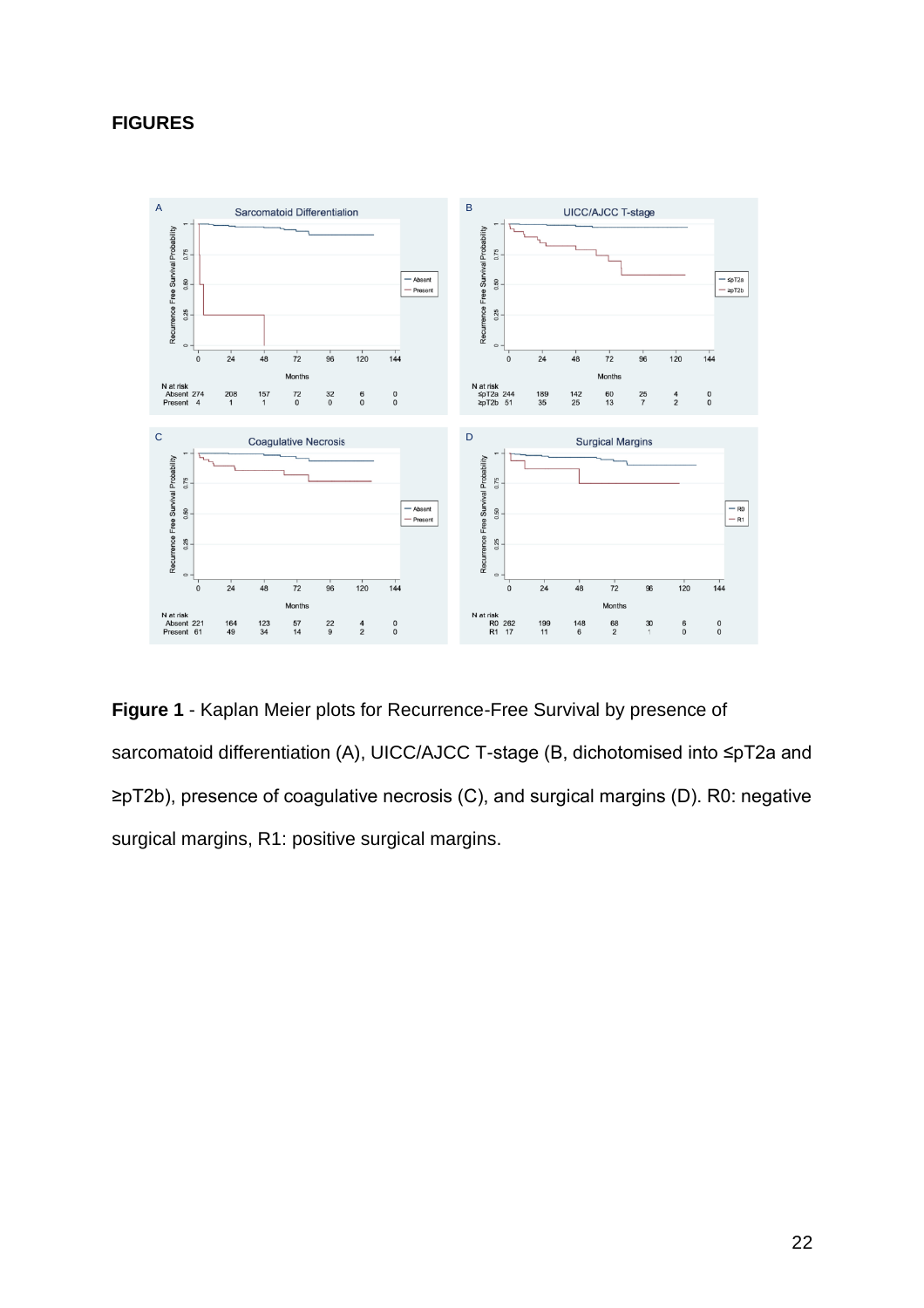**FIGURES**

**Figure 1** - Kaplan Meier plots for Recurrence-Free Survival by presence of sarcomatoid differentiation (A), UICC/AJCC T-stage (B, dichotomised into ≤pT2a and ≥pT2b), presence of coagulative necrosis (C), and surgical margins (D). R0: negative surgical margins, R1: positive surgical margins.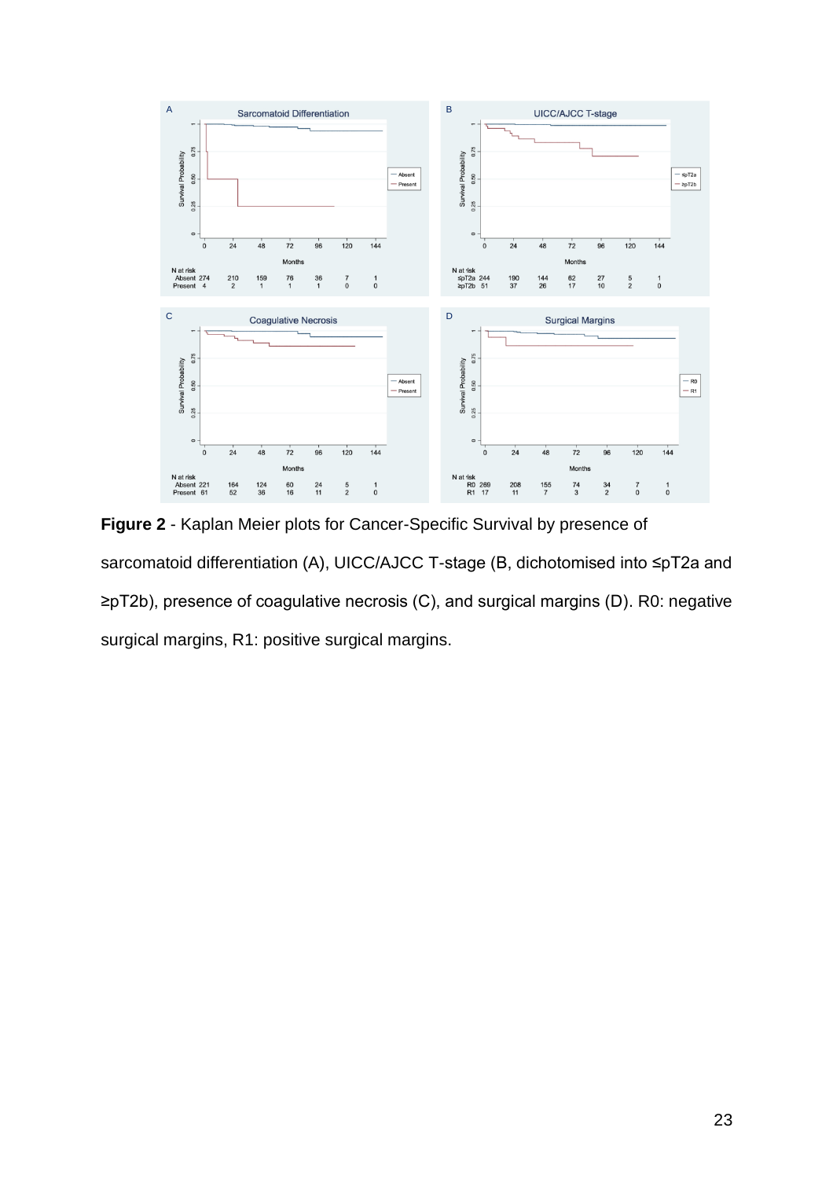**Figure 2** - Kaplan Meier plots for Cancer-Specific Survival by presence of sarcomatoid differentiation (A), UICC/AJCC T-stage (B, dichotomised into ≤pT2a and ≥pT2b), presence of coagulative necrosis (C), and surgical margins (D). R0: negative surgical margins, R1: positive surgical margins.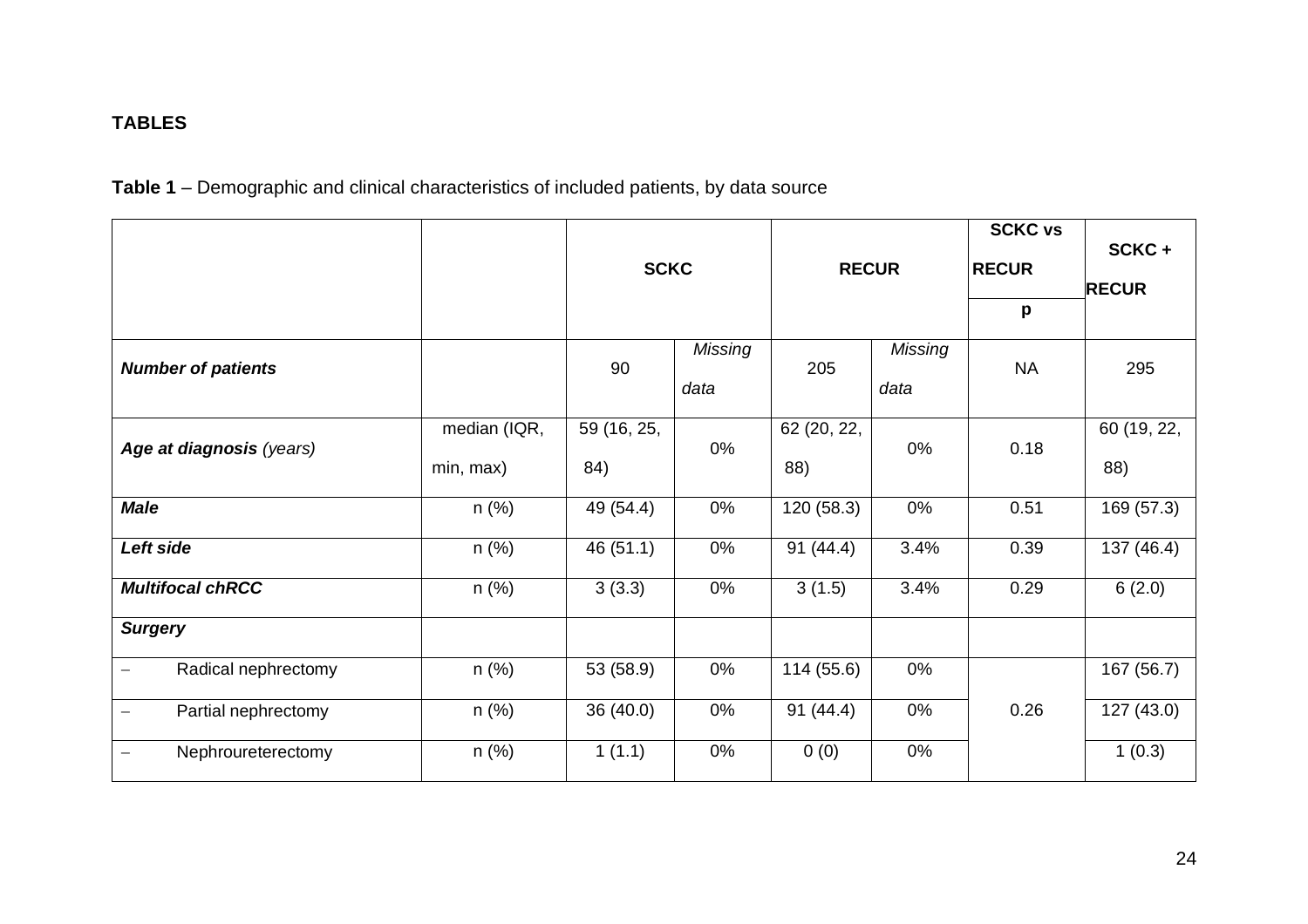## TABLES

**Table 1** – Demographic and clinical characteristics of included patients, by data source

| | | SCKC | | RECUR | | SCKC vs RECUR | SCKC + RECUR |
|---|---|---|---|---|---|---|---|
| | | | | | | p | |
| ***Number of patients*** | | 90 | *Missing data* | 205 | *Missing data* | NA | 295 |
| ***Age at diagnosis** (years)* | median (IQR, min, max) | 59 (16, 25, 84) | 0% | 62 (20, 22, 88) | 0% | 0.18 | 60 (19, 22, 88) |
| ***Male*** | n (%) | 49 (54.4) | 0% | 120 (58.3) | 0% | 0.51 | 169 (57.3) |
| ***Left side*** | n (%) | 46 (51.1) | 0% | 91 (44.4) | 3.4% | 0.39 | 137 (46.4) |
| ***Multifocal chRCC*** | n (%) | 3 (3.3) | 0% | 3 (1.5) | 3.4% | 0.29 | 6 (2.0) |
| ***Surgery*** | | | | | | | |
| – Radical nephrectomy | n (%) | 53 (58.9) | 0% | 114 (55.6) | 0% | 0.26 | 167 (56.7) |
| – Partial nephrectomy | n (%) | 36 (40.0) | 0% | 91 (44.4) | 0% | | 127 (43.0) |
| – Nephroureterectomy | n (%) | 1 (1.1) | 0% | 0 (0) | 0% | | 1 (0.3) |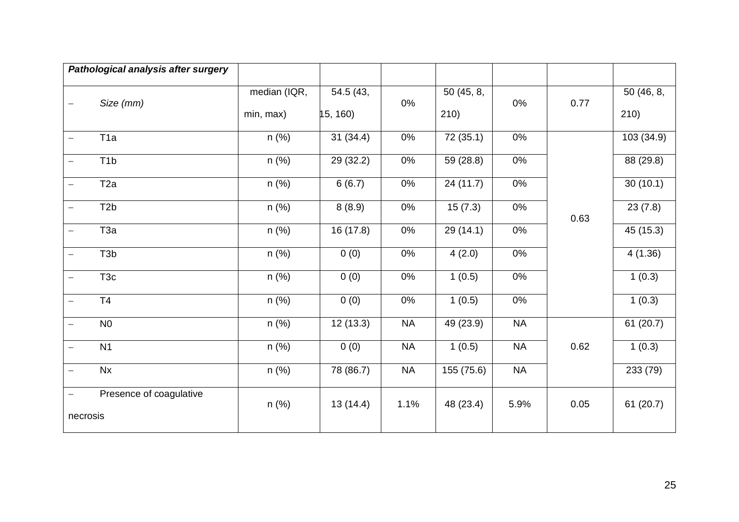| *Pathological analysis after surgery* | | | | | | | |
|---|---|---|---|---|---|---|---|
| – *Size (mm)* | median (IQR, min, max) | 54.5 (43, 15, 160) | 0% | 50 (45, 8, 210) | 0% | 0.77 | 50 (46, 8, 210) |
| – T1a | n (%) | 31 (34.4) | 0% | 72 (35.1) | 0% | 0.63 | 103 (34.9) |
| – T1b | n (%) | 29 (32.2) | 0% | 59 (28.8) | 0% | | 88 (29.8) |
| – T2a | n (%) | 6 (6.7) | 0% | 24 (11.7) | 0% | | 30 (10.1) |
| – T2b | n (%) | 8 (8.9) | 0% | 15 (7.3) | 0% | | 23 (7.8) |
| – T3a | n (%) | 16 (17.8) | 0% | 29 (14.1) | 0% | | 45 (15.3) |
| – T3b | n (%) | 0 (0) | 0% | 4 (2.0) | 0% | | 4 (1.36) |
| – T3c | n (%) | 0 (0) | 0% | 1 (0.5) | 0% | | 1 (0.3) |
| – T4 | n (%) | 0 (0) | 0% | 1 (0.5) | 0% | | 1 (0.3) |
| – N0 | n (%) | 12 (13.3) | NA | 49 (23.9) | NA | 0.62 | 61 (20.7) |
| – N1 | n (%) | 0 (0) | NA | 1 (0.5) | NA | | 1 (0.3) |
| – Nx | n (%) | 78 (86.7) | NA | 155 (75.6) | NA | | 233 (79) |
| – Presence of coagulative necrosis | n (%) | 13 (14.4) | 1.1% | 48 (23.4) | 5.9% | 0.05 | 61 (20.7) |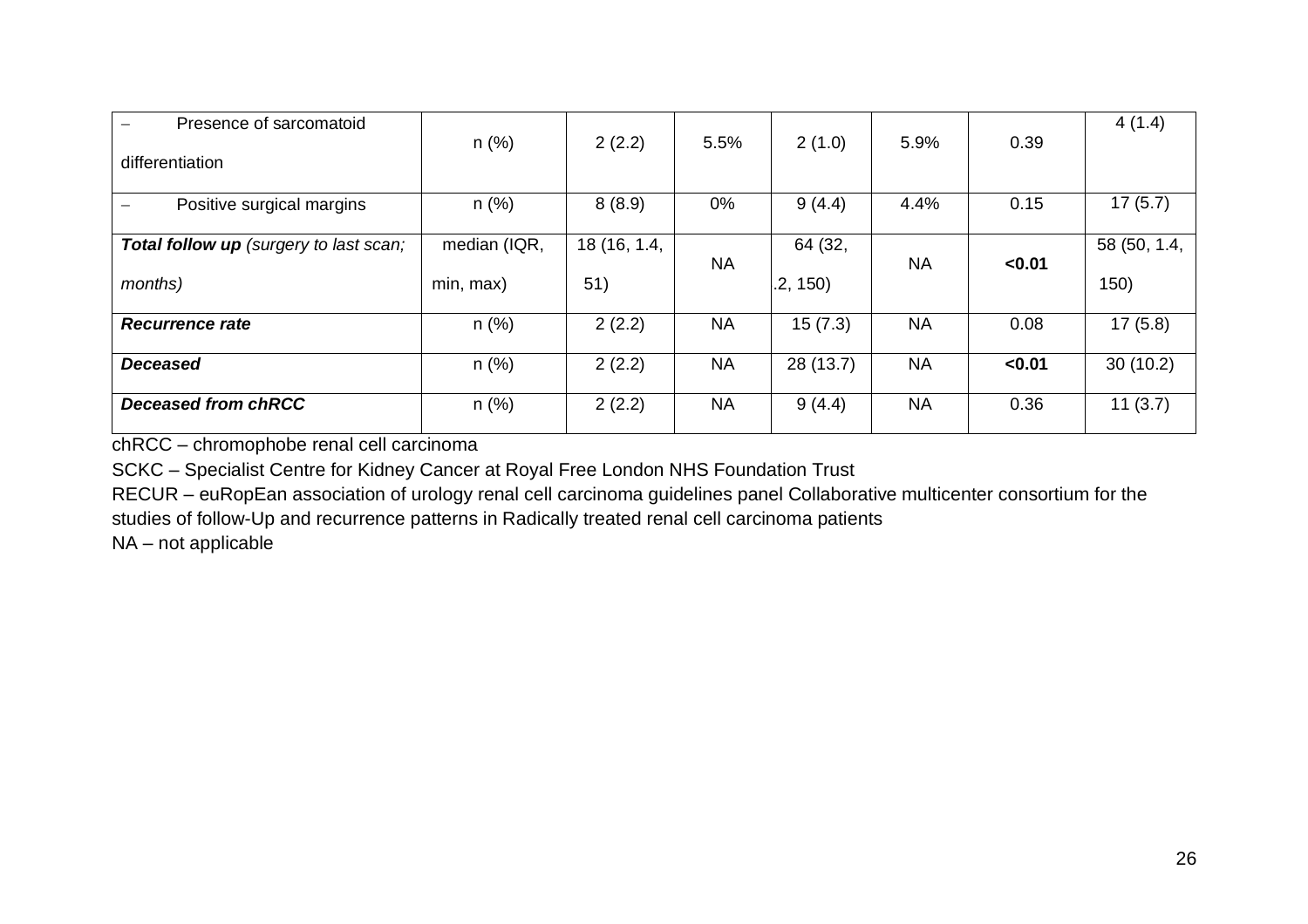| | | | | | | | |
|---|---|---|---|---|---|---|---|
| – Presence of sarcomatoid differentiation | n (%) | 2 (2.2) | 5.5% | 2 (1.0) | 5.9% | 0.39 | 4 (1.4) |
| – Positive surgical margins | n (%) | 8 (8.9) | 0% | 9 (4.4) | 4.4% | 0.15 | 17 (5.7) |
| ***Total follow up** (surgery to last scan; months)* | median (IQR, min, max) | 18 (16, 1.4, 51) | NA | 64 (32, .2, 150) | NA | **<0.01** | 58 (50, 1.4, 150) |
| ***Recurrence rate*** | n (%) | 2 (2.2) | NA | 15 (7.3) | NA | 0.08 | 17 (5.8) |
| ***Deceased*** | n (%) | 2 (2.2) | NA | 28 (13.7) | NA | **<0.01** | 30 (10.2) |
| ***Deceased from chRCC*** | n (%) | 2 (2.2) | NA | 9 (4.4) | NA | 0.36 | 11 (3.7) |

chRCC – chromophobe renal cell carcinoma

SCKC – Specialist Centre for Kidney Cancer at Royal Free London NHS Foundation Trust

RECUR – euRopEan association of urology renal cell carcinoma guidelines panel Collaborative multicenter consortium for the studies of follow-Up and recurrence patterns in Radically treated renal cell carcinoma patients

NA – not applicable